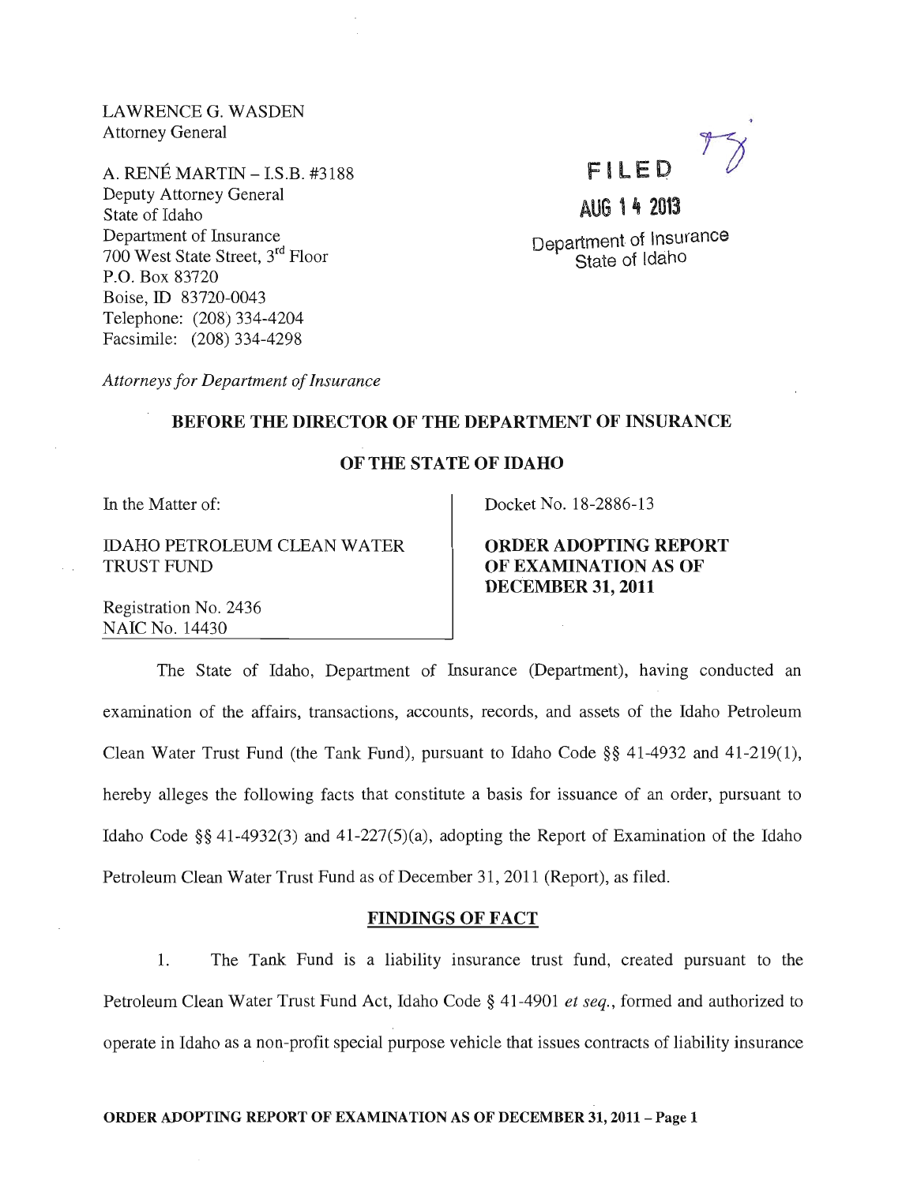LAWRENCE G. WASDEN
Attorney General

A. RENÉ MARTIN – I.S.B. #3188
Deputy Attorney General
State of Idaho
Department of Insurance
700 West State Street, 3rd Floor
P.O. Box 83720
Boise, ID 83720-0043
Telephone: (208) 334-4204
Facsimile: (208) 334-4298

*Attorneys for Department of Insurance*

FILED

AUG 14 2013

Department of Insurance
State of Idaho

**BEFORE THE DIRECTOR OF THE DEPARTMENT OF INSURANCE**

**OF THE STATE OF IDAHO**

In the Matter of:

IDAHO PETROLEUM CLEAN WATER TRUST FUND

Registration No. 2436
NAIC No. 14430

Docket No. 18-2886-13

**ORDER ADOPTING REPORT OF EXAMINATION AS OF DECEMBER 31, 2011**

The State of Idaho, Department of Insurance (Department), having conducted an examination of the affairs, transactions, accounts, records, and assets of the Idaho Petroleum Clean Water Trust Fund (the Tank Fund), pursuant to Idaho Code §§ 41-4932 and 41-219(1), hereby alleges the following facts that constitute a basis for issuance of an order, pursuant to Idaho Code §§ 41-4932(3) and 41-227(5)(a), adopting the Report of Examination of the Idaho Petroleum Clean Water Trust Fund as of December 31, 2011 (Report), as filed.

## FINDINGS OF FACT

1. The Tank Fund is a liability insurance trust fund, created pursuant to the Petroleum Clean Water Trust Fund Act, Idaho Code § 41-4901 *et seq.*, formed and authorized to operate in Idaho as a non-profit special purpose vehicle that issues contracts of liability insurance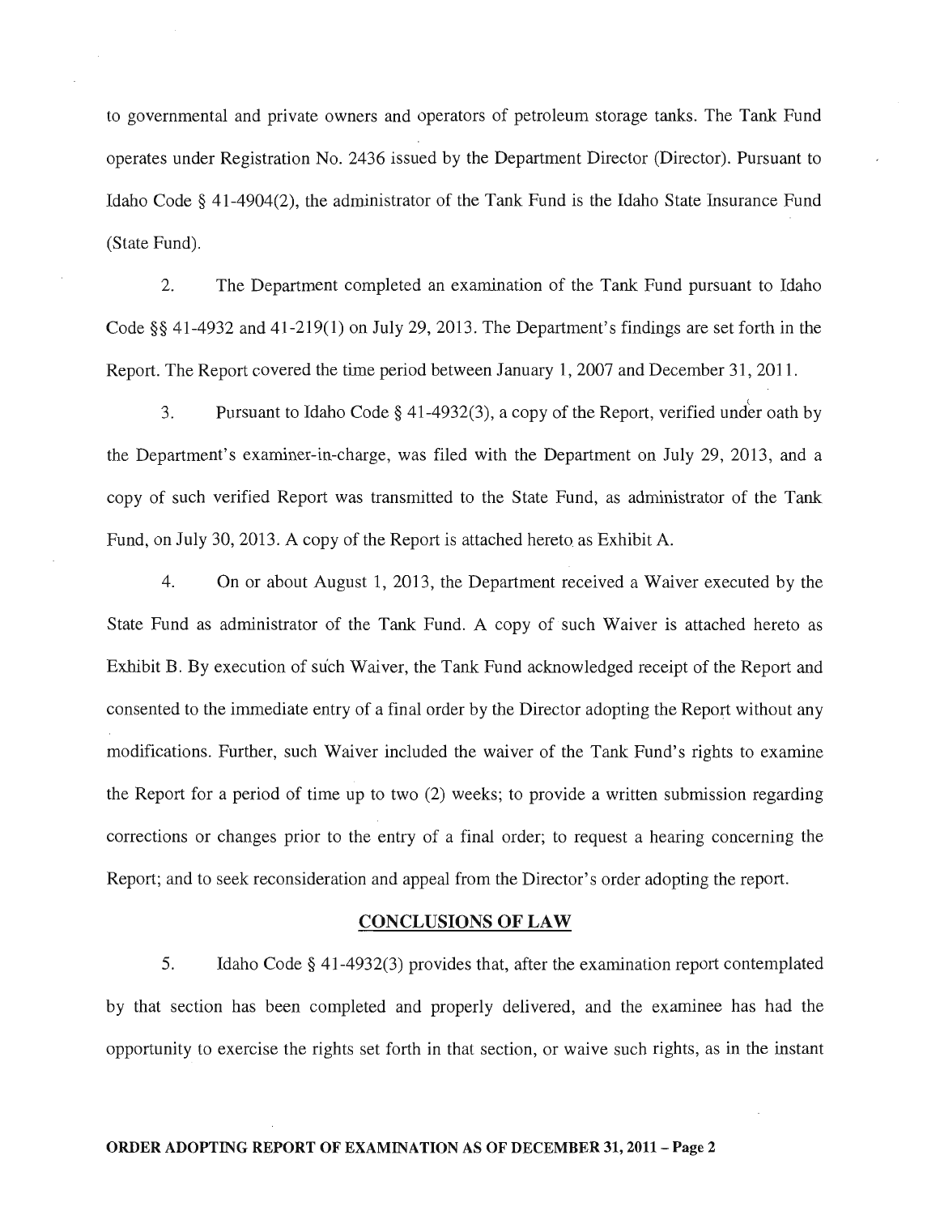to governmental and private owners and operators of petroleum storage tanks. The Tank Fund operates under Registration No. 2436 issued by the Department Director (Director). Pursuant to Idaho Code § 41-4904(2), the administrator of the Tank Fund is the Idaho State Insurance Fund (State Fund).

2. The Department completed an examination of the Tank Fund pursuant to Idaho Code §§ 41-4932 and 41-219(1) on July 29, 2013. The Department's findings are set forth in the Report. The Report covered the time period between January 1, 2007 and December 31, 2011.

3. Pursuant to Idaho Code § 41-4932(3), a copy of the Report, verified under oath by the Department's examiner-in-charge, was filed with the Department on July 29, 2013, and a copy of such verified Report was transmitted to the State Fund, as administrator of the Tank Fund, on July 30, 2013. A copy of the Report is attached hereto as Exhibit A.

4. On or about August 1, 2013, the Department received a Waiver executed by the State Fund as administrator of the Tank Fund. A copy of such Waiver is attached hereto as Exhibit B. By execution of such Waiver, the Tank Fund acknowledged receipt of the Report and consented to the immediate entry of a final order by the Director adopting the Report without any modifications. Further, such Waiver included the waiver of the Tank Fund's rights to examine the Report for a period of time up to two (2) weeks; to provide a written submission regarding corrections or changes prior to the entry of a final order; to request a hearing concerning the Report; and to seek reconsideration and appeal from the Director's order adopting the report.

## CONCLUSIONS OF LAW

5. Idaho Code § 41-4932(3) provides that, after the examination report contemplated by that section has been completed and properly delivered, and the examinee has had the opportunity to exercise the rights set forth in that section, or waive such rights, as in the instant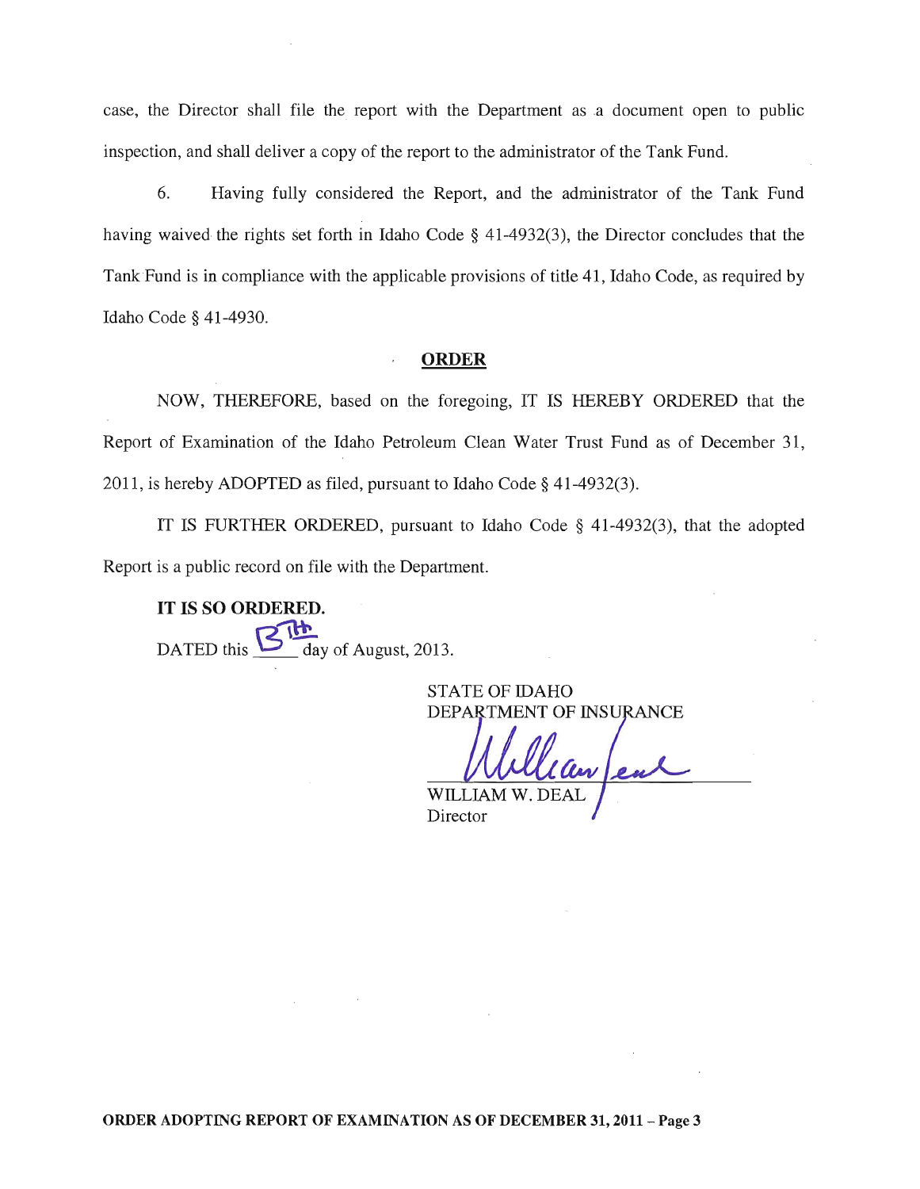case, the Director shall file the report with the Department as a document open to public inspection, and shall deliver a copy of the report to the administrator of the Tank Fund.

6. Having fully considered the Report, and the administrator of the Tank Fund having waived the rights set forth in Idaho Code § 41-4932(3), the Director concludes that the Tank Fund is in compliance with the applicable provisions of title 41, Idaho Code, as required by Idaho Code § 41-4930.

## ORDER

NOW, THEREFORE, based on the foregoing, IT IS HEREBY ORDERED that the Report of Examination of the Idaho Petroleum Clean Water Trust Fund as of December 31, 2011, is hereby ADOPTED as filed, pursuant to Idaho Code § 41-4932(3).

IT IS FURTHER ORDERED, pursuant to Idaho Code § 41-4932(3), that the adopted Report is a public record on file with the Department.

**IT IS SO ORDERED.**

DATED this 8th day of August, 2013.

STATE OF IDAHO
DEPARTMENT OF INSURANCE

William Deal

WILLIAM W. DEAL
Director

**ORDER ADOPTING REPORT OF EXAMINATION AS OF DECEMBER 31, 2011 – Page 3**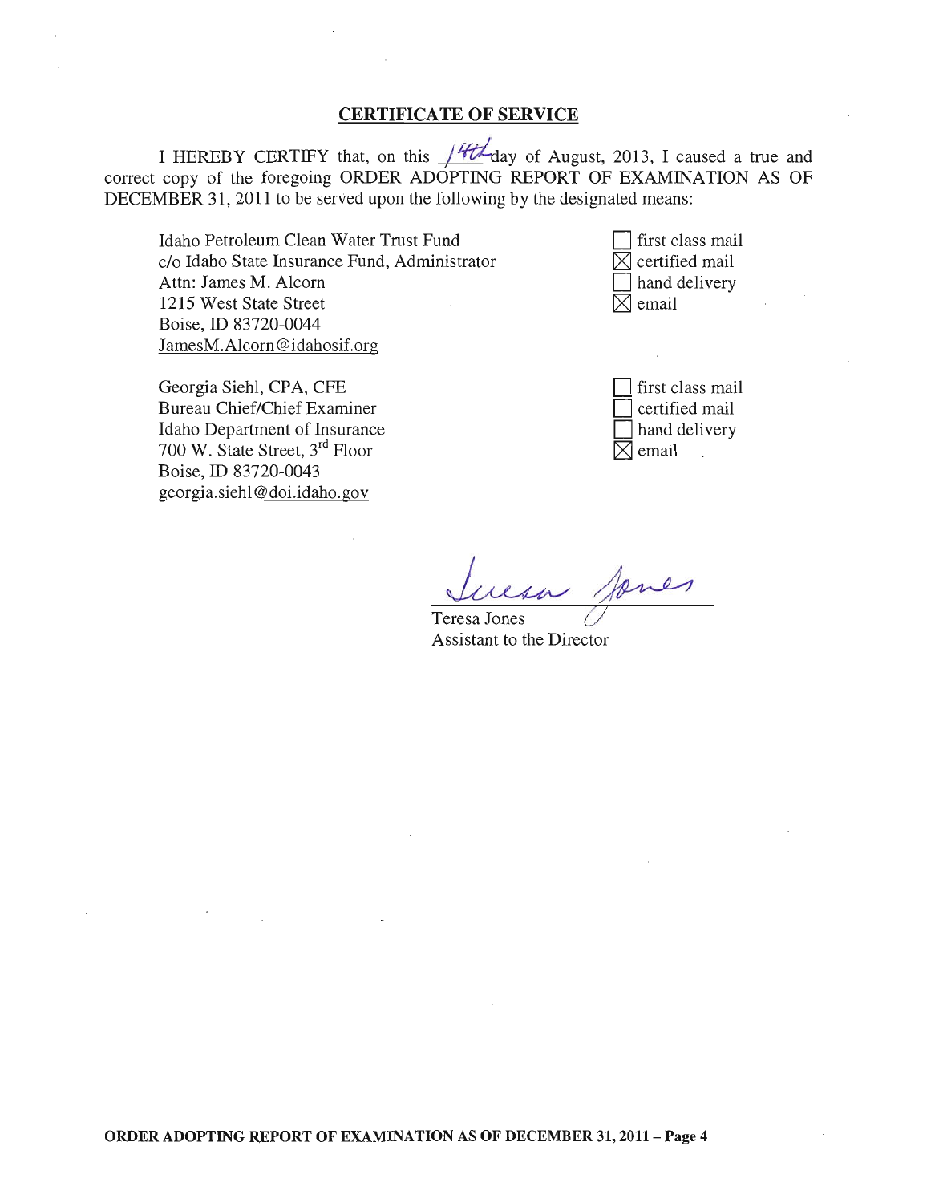## CERTIFICATE OF SERVICE

I HEREBY CERTIFY that, on this 14th day of August, 2013, I caused a true and correct copy of the foregoing ORDER ADOPTING REPORT OF EXAMINATION AS OF DECEMBER 31, 2011 to be served upon the following by the designated means:

Idaho Petroleum Clean Water Trust Fund
c/o Idaho State Insurance Fund, Administrator
Attn: James M. Alcorn
1215 West State Street
Boise, ID 83720-0044
JamesM.Alcorn@idahosif.org

- ☐ first class mail
- ☒ certified mail
- ☐ hand delivery
- ☒ email

Georgia Siehl, CPA, CFE
Bureau Chief/Chief Examiner
Idaho Department of Insurance
700 W. State Street, 3rd Floor
Boise, ID 83720-0043
georgia.siehl@doi.idaho.gov

- ☐ first class mail
- ☐ certified mail
- ☐ hand delivery
- ☒ email

Teresa Jones
Assistant to the Director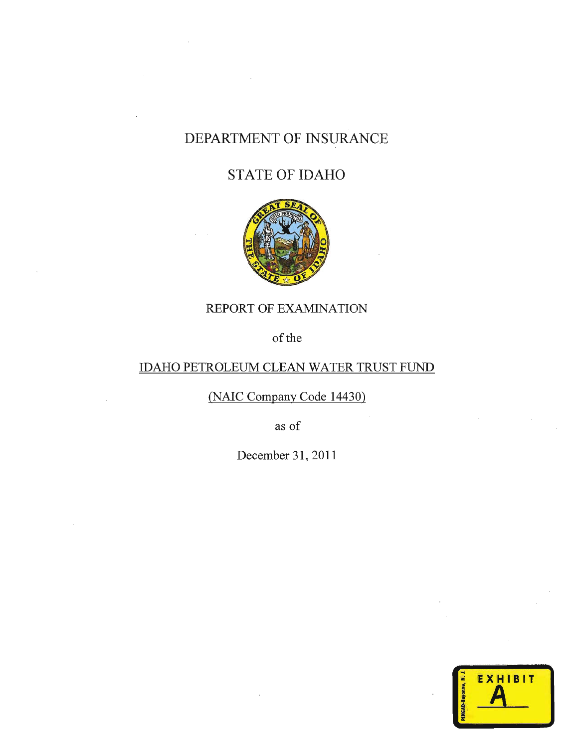# DEPARTMENT OF INSURANCE

# STATE OF IDAHO

REPORT OF EXAMINATION

of the

IDAHO PETROLEUM CLEAN WATER TRUST FUND

(NAIC Company Code 14430)

as of

December 31, 2011

EXHIBIT A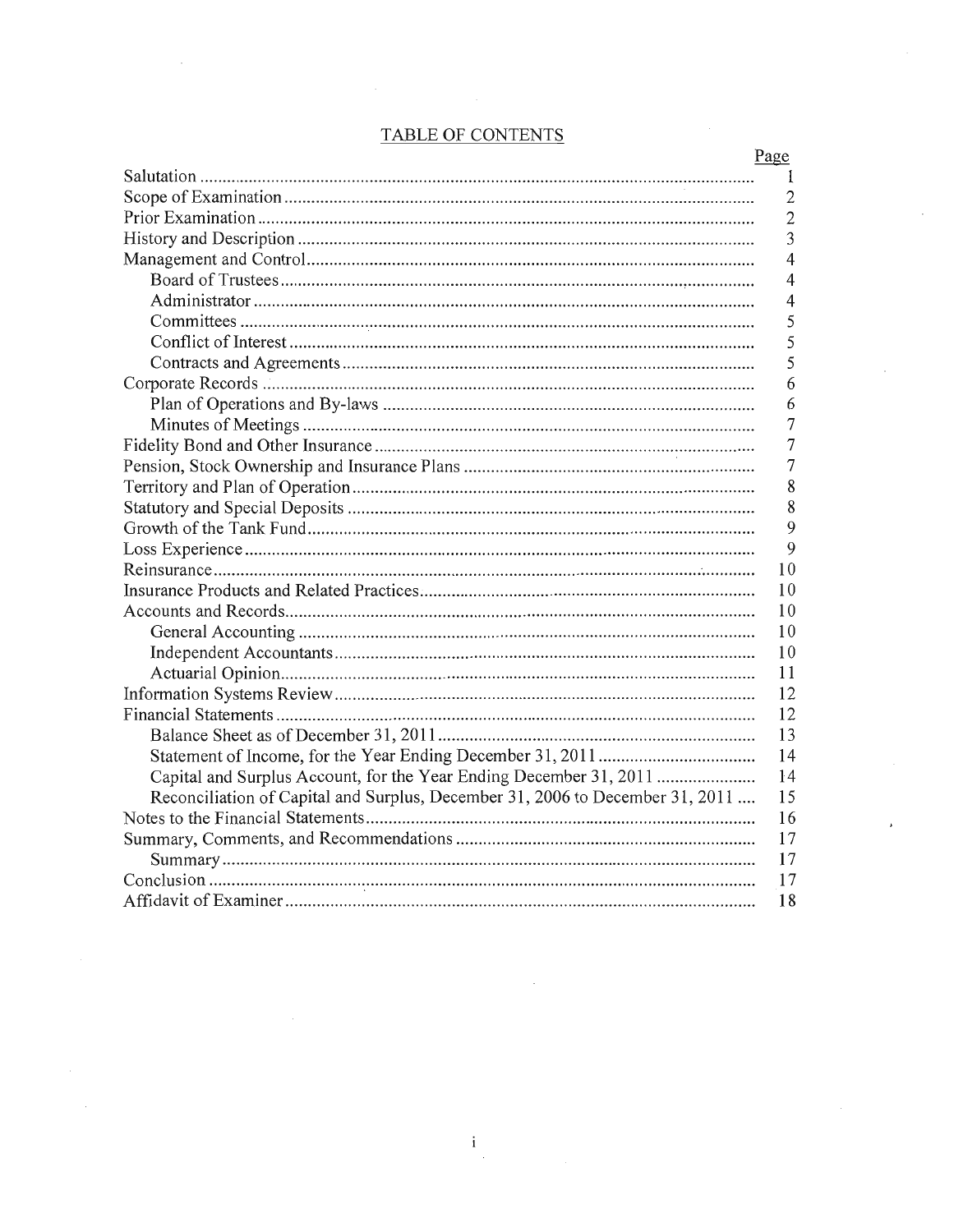## TABLE OF CONTENTS

| | Page |
|---|---|
| Salutation | 1 |
| Scope of Examination | 2 |
| Prior Examination | 2 |
| History and Description | 3 |
| Management and Control | 4 |
| Board of Trustees | 4 |
| Administrator | 4 |
| Committees | 5 |
| Conflict of Interest | 5 |
| Contracts and Agreements | 5 |
| Corporate Records | 6 |
| Plan of Operations and By-laws | 6 |
| Minutes of Meetings | 7 |
| Fidelity Bond and Other Insurance | 7 |
| Pension, Stock Ownership and Insurance Plans | 7 |
| Territory and Plan of Operation | 8 |
| Statutory and Special Deposits | 8 |
| Growth of the Tank Fund | 9 |
| Loss Experience | 9 |
| Reinsurance | 10 |
| Insurance Products and Related Practices | 10 |
| Accounts and Records | 10 |
| General Accounting | 10 |
| Independent Accountants | 10 |
| Actuarial Opinion | 11 |
| Information Systems Review | 12 |
| Financial Statements | 12 |
| Balance Sheet as of December 31, 2011 | 13 |
| Statement of Income, for the Year Ending December 31, 2011 | 14 |
| Capital and Surplus Account, for the Year Ending December 31, 2011 | 14 |
| Reconciliation of Capital and Surplus, December 31, 2006 to December 31, 2011 | 15 |
| Notes to the Financial Statements | 16 |
| Summary, Comments, and Recommendations | 17 |
| Summary | 17 |
| Conclusion | 17 |
| Affidavit of Examiner | 18 |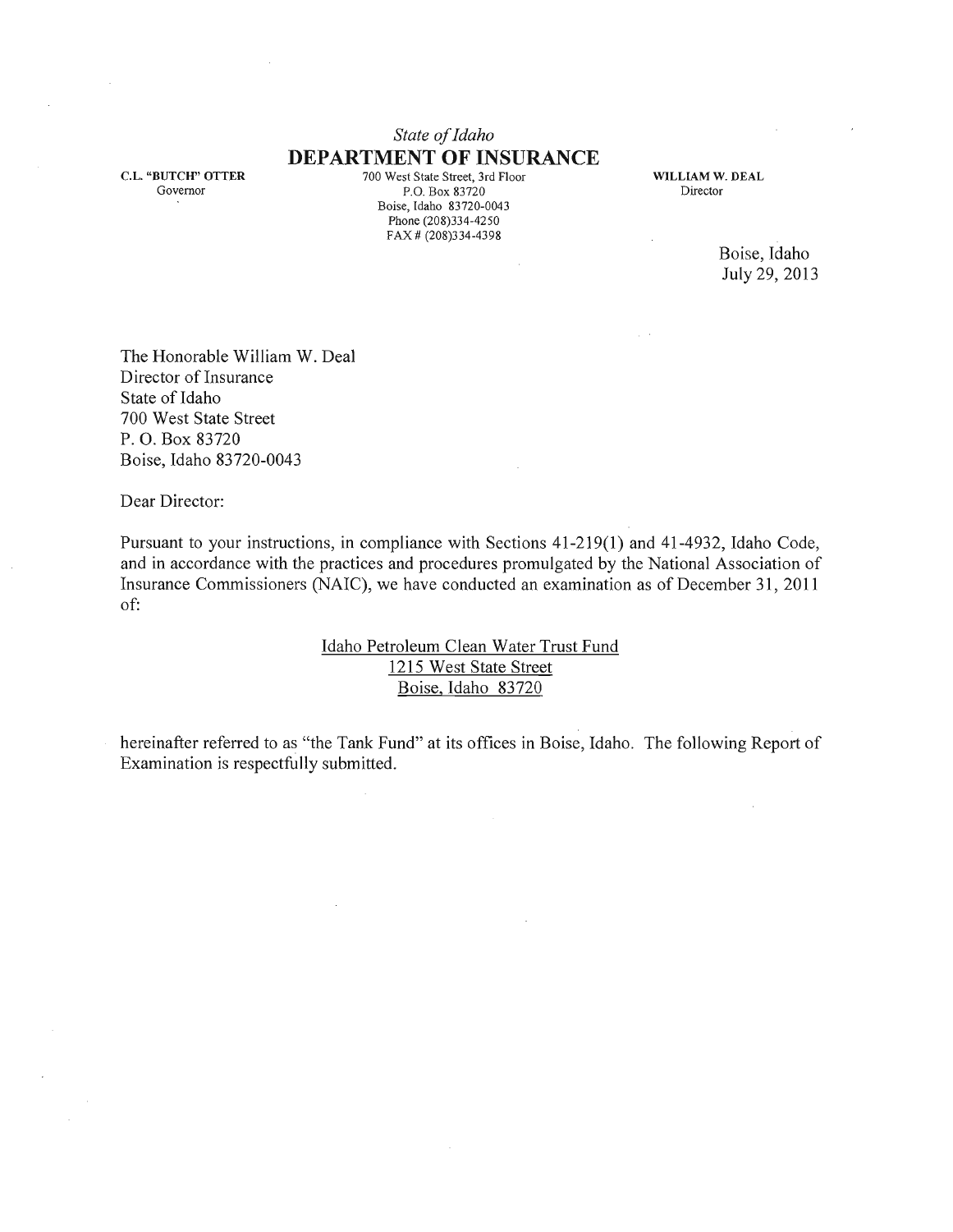*State of Idaho*

**DEPARTMENT OF INSURANCE**

700 West State Street, 3rd Floor
P.O. Box 83720
Boise, Idaho 83720-0043
Phone (208)334-4250
FAX # (208)334-4398

**C.L. "BUTCH" OTTER**
Governor

**WILLIAM W. DEAL**
Director

Boise, Idaho
July 29, 2013

The Honorable William W. Deal
Director of Insurance
State of Idaho
700 West State Street
P. O. Box 83720
Boise, Idaho 83720-0043

Dear Director:

Pursuant to your instructions, in compliance with Sections 41-219(1) and 41-4932, Idaho Code, and in accordance with the practices and procedures promulgated by the National Association of Insurance Commissioners (NAIC), we have conducted an examination as of December 31, 2011 of:

<u>Idaho Petroleum Clean Water Trust Fund</u>
<u>1215 West State Street</u>
<u>Boise, Idaho 83720</u>

hereinafter referred to as "the Tank Fund" at its offices in Boise, Idaho. The following Report of Examination is respectfully submitted.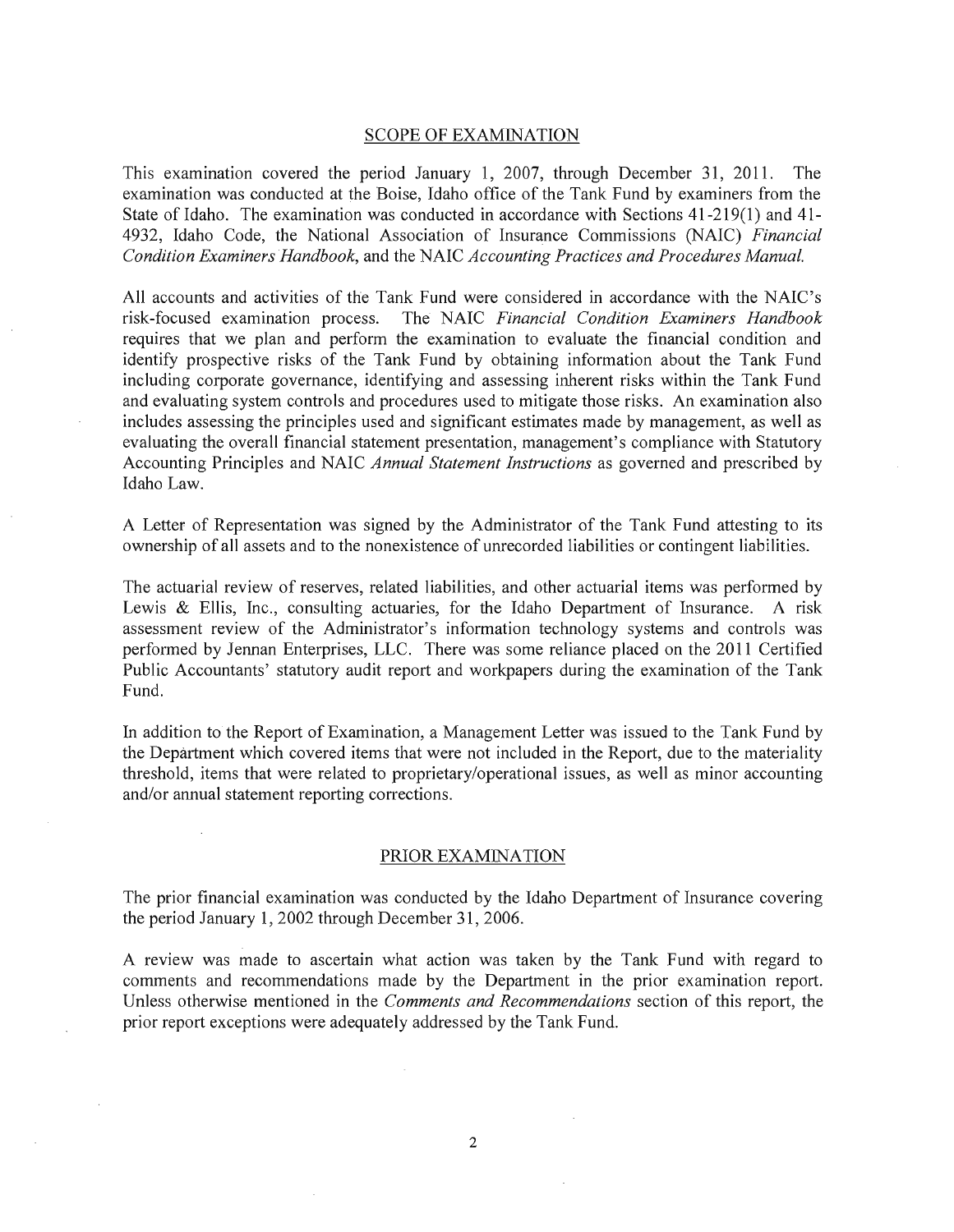## SCOPE OF EXAMINATION

This examination covered the period January 1, 2007, through December 31, 2011. The examination was conducted at the Boise, Idaho office of the Tank Fund by examiners from the State of Idaho. The examination was conducted in accordance with Sections 41-219(1) and 41-4932, Idaho Code, the National Association of Insurance Commissions (NAIC) *Financial Condition Examiners Handbook*, and the NAIC *Accounting Practices and Procedures Manual.*

All accounts and activities of the Tank Fund were considered in accordance with the NAIC's risk-focused examination process. The NAIC *Financial Condition Examiners Handbook* requires that we plan and perform the examination to evaluate the financial condition and identify prospective risks of the Tank Fund by obtaining information about the Tank Fund including corporate governance, identifying and assessing inherent risks within the Tank Fund and evaluating system controls and procedures used to mitigate those risks. An examination also includes assessing the principles used and significant estimates made by management, as well as evaluating the overall financial statement presentation, management's compliance with Statutory Accounting Principles and NAIC *Annual Statement Instructions* as governed and prescribed by Idaho Law.

A Letter of Representation was signed by the Administrator of the Tank Fund attesting to its ownership of all assets and to the nonexistence of unrecorded liabilities or contingent liabilities.

The actuarial review of reserves, related liabilities, and other actuarial items was performed by Lewis & Ellis, Inc., consulting actuaries, for the Idaho Department of Insurance. A risk assessment review of the Administrator's information technology systems and controls was performed by Jennan Enterprises, LLC. There was some reliance placed on the 2011 Certified Public Accountants' statutory audit report and workpapers during the examination of the Tank Fund.

In addition to the Report of Examination, a Management Letter was issued to the Tank Fund by the Department which covered items that were not included in the Report, due to the materiality threshold, items that were related to proprietary/operational issues, as well as minor accounting and/or annual statement reporting corrections.

## PRIOR EXAMINATION

The prior financial examination was conducted by the Idaho Department of Insurance covering the period January 1, 2002 through December 31, 2006.

A review was made to ascertain what action was taken by the Tank Fund with regard to comments and recommendations made by the Department in the prior examination report. Unless otherwise mentioned in the *Comments and Recommendations* section of this report, the prior report exceptions were adequately addressed by the Tank Fund.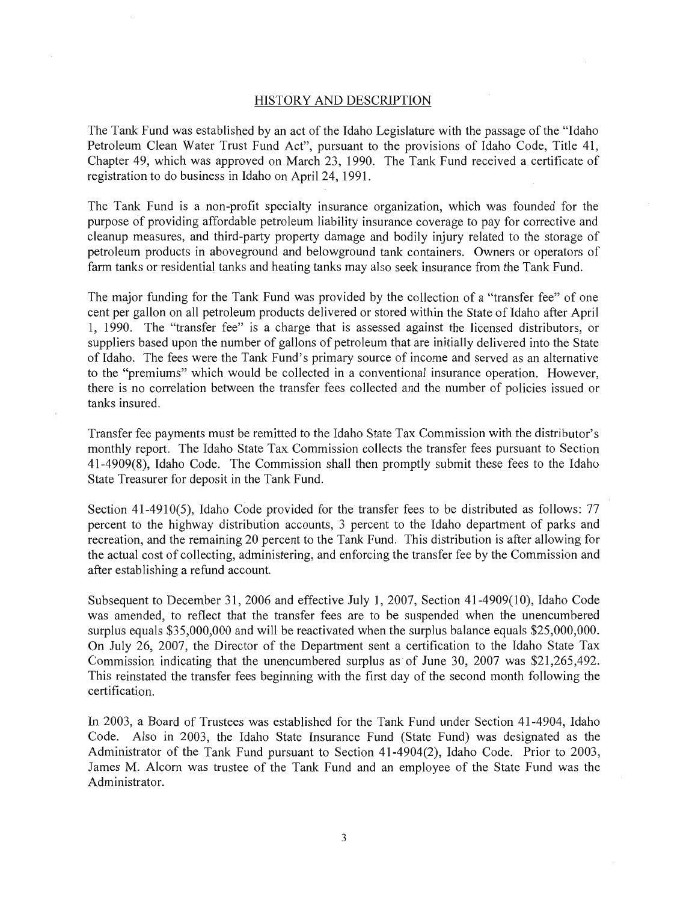## HISTORY AND DESCRIPTION

The Tank Fund was established by an act of the Idaho Legislature with the passage of the "Idaho Petroleum Clean Water Trust Fund Act", pursuant to the provisions of Idaho Code, Title 41, Chapter 49, which was approved on March 23, 1990. The Tank Fund received a certificate of registration to do business in Idaho on April 24, 1991.

The Tank Fund is a non-profit specialty insurance organization, which was founded for the purpose of providing affordable petroleum liability insurance coverage to pay for corrective and cleanup measures, and third-party property damage and bodily injury related to the storage of petroleum products in aboveground and belowground tank containers. Owners or operators of farm tanks or residential tanks and heating tanks may also seek insurance from the Tank Fund.

The major funding for the Tank Fund was provided by the collection of a "transfer fee" of one cent per gallon on all petroleum products delivered or stored within the State of Idaho after April 1, 1990. The "transfer fee" is a charge that is assessed against the licensed distributors, or suppliers based upon the number of gallons of petroleum that are initially delivered into the State of Idaho. The fees were the Tank Fund's primary source of income and served as an alternative to the "premiums" which would be collected in a conventional insurance operation. However, there is no correlation between the transfer fees collected and the number of policies issued or tanks insured.

Transfer fee payments must be remitted to the Idaho State Tax Commission with the distributor's monthly report. The Idaho State Tax Commission collects the transfer fees pursuant to Section 41-4909(8), Idaho Code. The Commission shall then promptly submit these fees to the Idaho State Treasurer for deposit in the Tank Fund.

Section 41-4910(5), Idaho Code provided for the transfer fees to be distributed as follows: 77 percent to the highway distribution accounts, 3 percent to the Idaho department of parks and recreation, and the remaining 20 percent to the Tank Fund. This distribution is after allowing for the actual cost of collecting, administering, and enforcing the transfer fee by the Commission and after establishing a refund account.

Subsequent to December 31, 2006 and effective July 1, 2007, Section 41-4909(10), Idaho Code was amended, to reflect that the transfer fees are to be suspended when the unencumbered surplus equals $35,000,000 and will be reactivated when the surplus balance equals $25,000,000. On July 26, 2007, the Director of the Department sent a certification to the Idaho State Tax Commission indicating that the unencumbered surplus as of June 30, 2007 was $21,265,492. This reinstated the transfer fees beginning with the first day of the second month following the certification.

In 2003, a Board of Trustees was established for the Tank Fund under Section 41-4904, Idaho Code. Also in 2003, the Idaho State Insurance Fund (State Fund) was designated as the Administrator of the Tank Fund pursuant to Section 41-4904(2), Idaho Code. Prior to 2003, James M. Alcorn was trustee of the Tank Fund and an employee of the State Fund was the Administrator.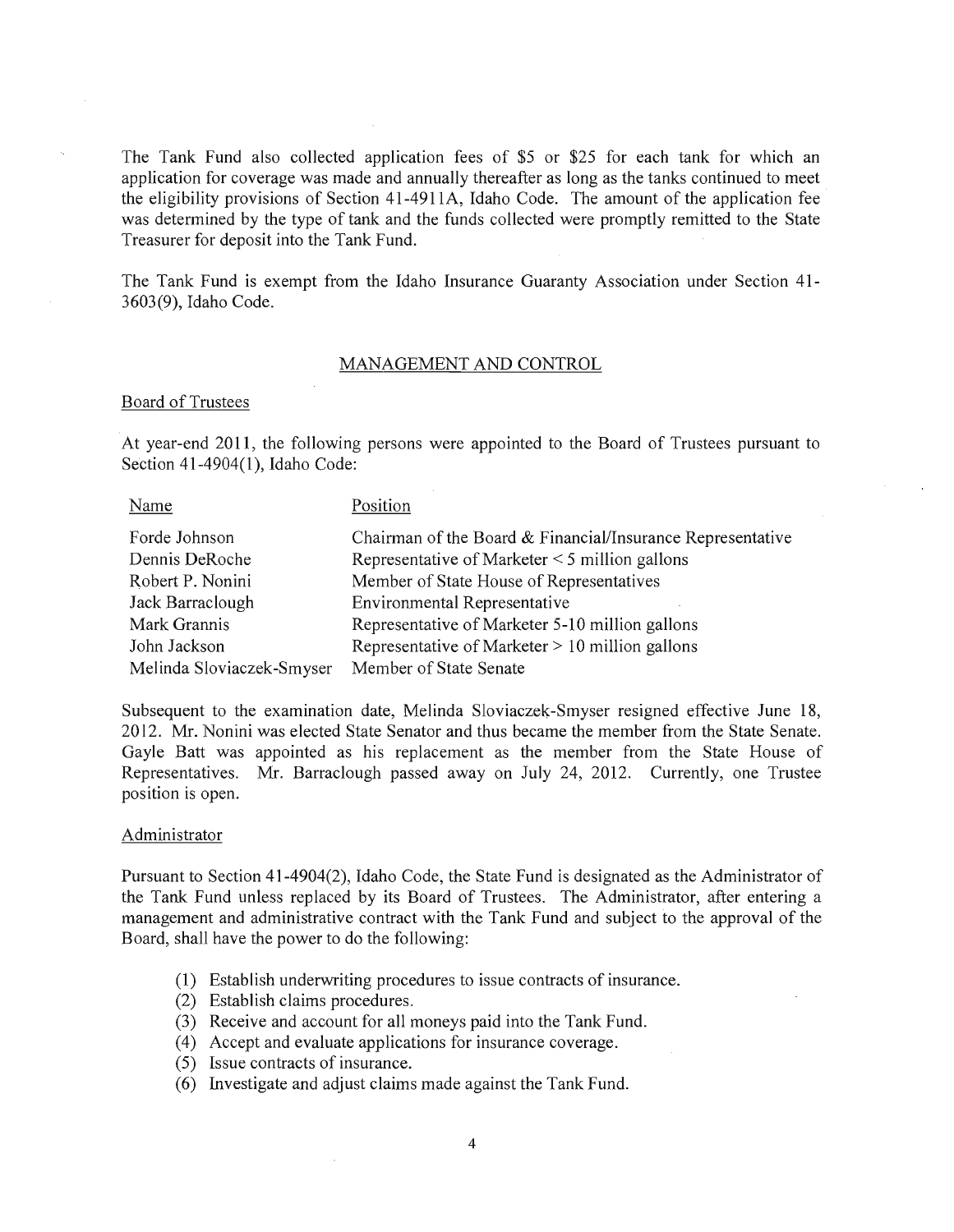The Tank Fund also collected application fees of $5 or $25 for each tank for which an application for coverage was made and annually thereafter as long as the tanks continued to meet the eligibility provisions of Section 41-4911A, Idaho Code. The amount of the application fee was determined by the type of tank and the funds collected were promptly remitted to the State Treasurer for deposit into the Tank Fund.

The Tank Fund is exempt from the Idaho Insurance Guaranty Association under Section 41-3603(9), Idaho Code.

## MANAGEMENT AND CONTROL

### Board of Trustees

At year-end 2011, the following persons were appointed to the Board of Trustees pursuant to Section 41-4904(1), Idaho Code:

| Name | Position |
|---|---|
| Forde Johnson | Chairman of the Board & Financial/Insurance Representative |
| Dennis DeRoche | Representative of Marketer < 5 million gallons |
| Robert P. Nonini | Member of State House of Representatives |
| Jack Barraclough | Environmental Representative |
| Mark Grannis | Representative of Marketer 5-10 million gallons |
| John Jackson | Representative of Marketer > 10 million gallons |
| Melinda Sloviaczek-Smyser | Member of State Senate |

Subsequent to the examination date, Melinda Sloviaczek-Smyser resigned effective June 18, 2012. Mr. Nonini was elected State Senator and thus became the member from the State Senate. Gayle Batt was appointed as his replacement as the member from the State House of Representatives. Mr. Barraclough passed away on July 24, 2012. Currently, one Trustee position is open.

### Administrator

Pursuant to Section 41-4904(2), Idaho Code, the State Fund is designated as the Administrator of the Tank Fund unless replaced by its Board of Trustees. The Administrator, after entering a management and administrative contract with the Tank Fund and subject to the approval of the Board, shall have the power to do the following:

(1) Establish underwriting procedures to issue contracts of insurance.
(2) Establish claims procedures.
(3) Receive and account for all moneys paid into the Tank Fund.
(4) Accept and evaluate applications for insurance coverage.
(5) Issue contracts of insurance.
(6) Investigate and adjust claims made against the Tank Fund.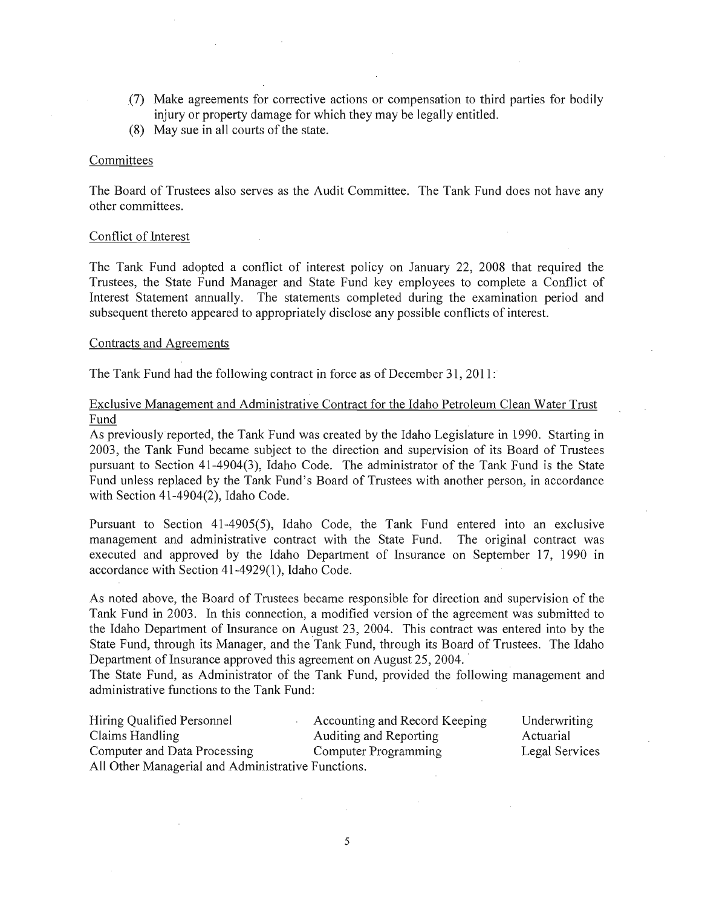(7) Make agreements for corrective actions or compensation to third parties for bodily injury or property damage for which they may be legally entitled.

(8) May sue in all courts of the state.

<u>Committees</u>

The Board of Trustees also serves as the Audit Committee. The Tank Fund does not have any other committees.

<u>Conflict of Interest</u>

The Tank Fund adopted a conflict of interest policy on January 22, 2008 that required the Trustees, the State Fund Manager and State Fund key employees to complete a Conflict of Interest Statement annually. The statements completed during the examination period and subsequent thereto appeared to appropriately disclose any possible conflicts of interest.

<u>Contracts and Agreements</u>

The Tank Fund had the following contract in force as of December 31, 2011:

<u>Exclusive Management and Administrative Contract for the Idaho Petroleum Clean Water Trust Fund</u>

As previously reported, the Tank Fund was created by the Idaho Legislature in 1990. Starting in 2003, the Tank Fund became subject to the direction and supervision of its Board of Trustees pursuant to Section 41-4904(3), Idaho Code. The administrator of the Tank Fund is the State Fund unless replaced by the Tank Fund's Board of Trustees with another person, in accordance with Section 41-4904(2), Idaho Code.

Pursuant to Section 41-4905(5), Idaho Code, the Tank Fund entered into an exclusive management and administrative contract with the State Fund. The original contract was executed and approved by the Idaho Department of Insurance on September 17, 1990 in accordance with Section 41-4929(1), Idaho Code.

As noted above, the Board of Trustees became responsible for direction and supervision of the Tank Fund in 2003. In this connection, a modified version of the agreement was submitted to the Idaho Department of Insurance on August 23, 2004. This contract was entered into by the State Fund, through its Manager, and the Tank Fund, through its Board of Trustees. The Idaho Department of Insurance approved this agreement on August 25, 2004.

The State Fund, as Administrator of the Tank Fund, provided the following management and administrative functions to the Tank Fund:

| | | |
|---|---|---|
| Hiring Qualified Personnel | Accounting and Record Keeping | Underwriting |
| Claims Handling | Auditing and Reporting | Actuarial |
| Computer and Data Processing | Computer Programming | Legal Services |

All Other Managerial and Administrative Functions.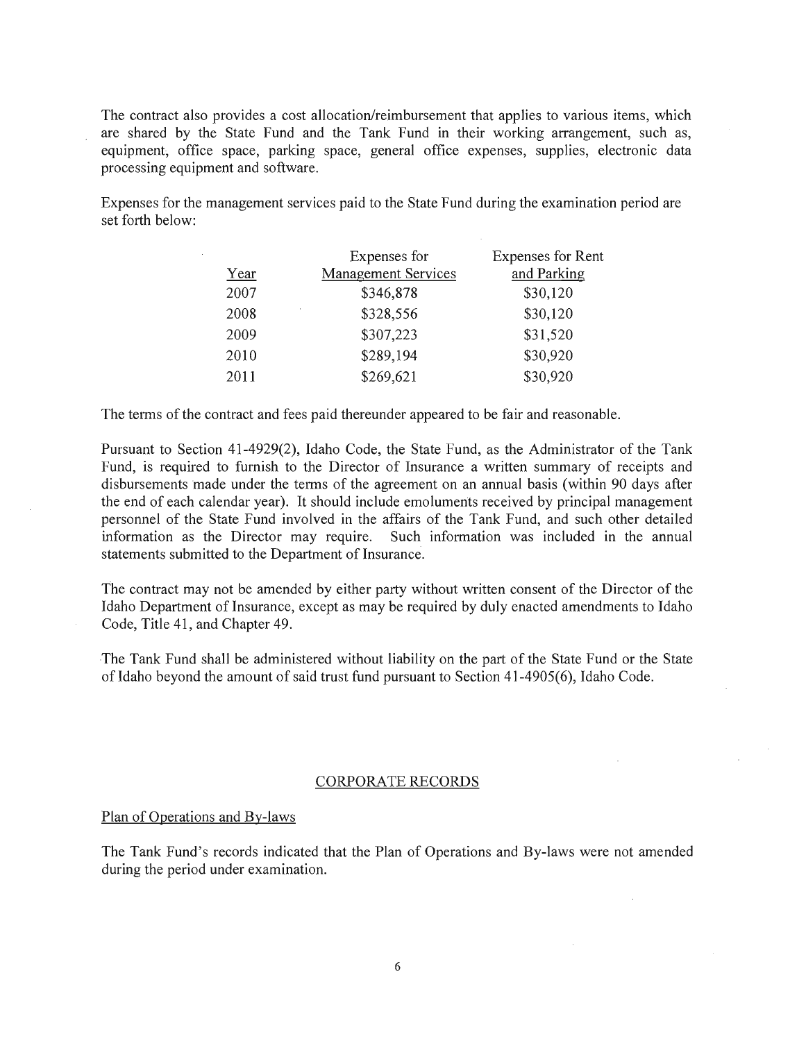The contract also provides a cost allocation/reimbursement that applies to various items, which are shared by the State Fund and the Tank Fund in their working arrangement, such as, equipment, office space, parking space, general office expenses, supplies, electronic data processing equipment and software.

Expenses for the management services paid to the State Fund during the examination period are set forth below:

| Year | Expenses for Management Services | Expenses for Rent and Parking |
|---|---|---|
| 2007 | $346,878 | $30,120 |
| 2008 | $328,556 | $30,120 |
| 2009 | $307,223 | $31,520 |
| 2010 | $289,194 | $30,920 |
| 2011 | $269,621 | $30,920 |

The terms of the contract and fees paid thereunder appeared to be fair and reasonable.

Pursuant to Section 41-4929(2), Idaho Code, the State Fund, as the Administrator of the Tank Fund, is required to furnish to the Director of Insurance a written summary of receipts and disbursements made under the terms of the agreement on an annual basis (within 90 days after the end of each calendar year). It should include emoluments received by principal management personnel of the State Fund involved in the affairs of the Tank Fund, and such other detailed information as the Director may require. Such information was included in the annual statements submitted to the Department of Insurance.

The contract may not be amended by either party without written consent of the Director of the Idaho Department of Insurance, except as may be required by duly enacted amendments to Idaho Code, Title 41, and Chapter 49.

The Tank Fund shall be administered without liability on the part of the State Fund or the State of Idaho beyond the amount of said trust fund pursuant to Section 41-4905(6), Idaho Code.

## CORPORATE RECORDS

### Plan of Operations and By-laws

The Tank Fund's records indicated that the Plan of Operations and By-laws were not amended during the period under examination.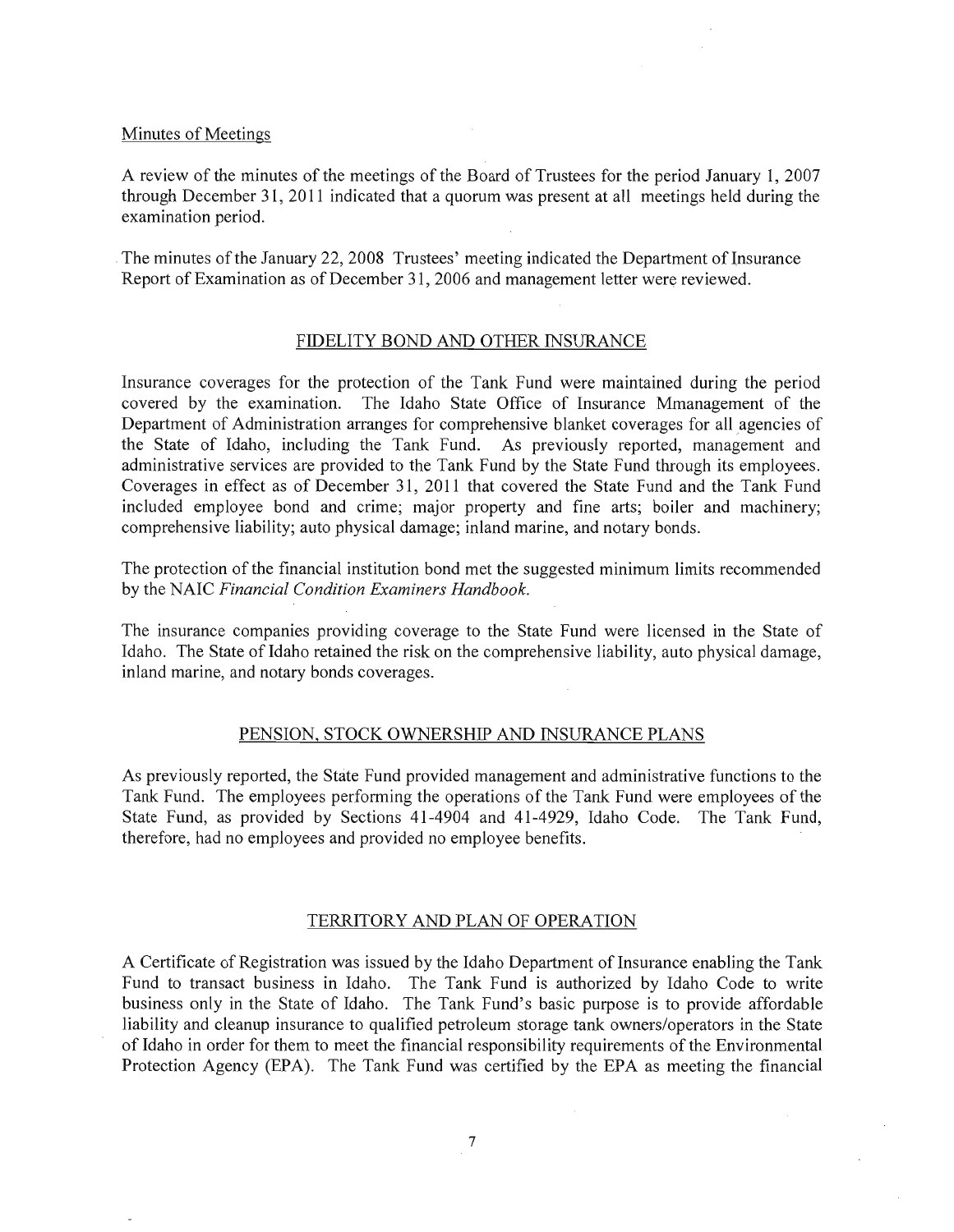Minutes of Meetings

A review of the minutes of the meetings of the Board of Trustees for the period January 1, 2007 through December 31, 2011 indicated that a quorum was present at all meetings held during the examination period.

The minutes of the January 22, 2008 Trustees' meeting indicated the Department of Insurance Report of Examination as of December 31, 2006 and management letter were reviewed.

## FIDELITY BOND AND OTHER INSURANCE

Insurance coverages for the protection of the Tank Fund were maintained during the period covered by the examination. The Idaho State Office of Insurance Mmanagement of the Department of Administration arranges for comprehensive blanket coverages for all agencies of the State of Idaho, including the Tank Fund. As previously reported, management and administrative services are provided to the Tank Fund by the State Fund through its employees. Coverages in effect as of December 31, 2011 that covered the State Fund and the Tank Fund included employee bond and crime; major property and fine arts; boiler and machinery; comprehensive liability; auto physical damage; inland marine, and notary bonds.

The protection of the financial institution bond met the suggested minimum limits recommended by the NAIC *Financial Condition Examiners Handbook.*

The insurance companies providing coverage to the State Fund were licensed in the State of Idaho. The State of Idaho retained the risk on the comprehensive liability, auto physical damage, inland marine, and notary bonds coverages.

## PENSION, STOCK OWNERSHIP AND INSURANCE PLANS

As previously reported, the State Fund provided management and administrative functions to the Tank Fund. The employees performing the operations of the Tank Fund were employees of the State Fund, as provided by Sections 41-4904 and 41-4929, Idaho Code. The Tank Fund, therefore, had no employees and provided no employee benefits.

## TERRITORY AND PLAN OF OPERATION

A Certificate of Registration was issued by the Idaho Department of Insurance enabling the Tank Fund to transact business in Idaho. The Tank Fund is authorized by Idaho Code to write business only in the State of Idaho. The Tank Fund's basic purpose is to provide affordable liability and cleanup insurance to qualified petroleum storage tank owners/operators in the State of Idaho in order for them to meet the financial responsibility requirements of the Environmental Protection Agency (EPA). The Tank Fund was certified by the EPA as meeting the financial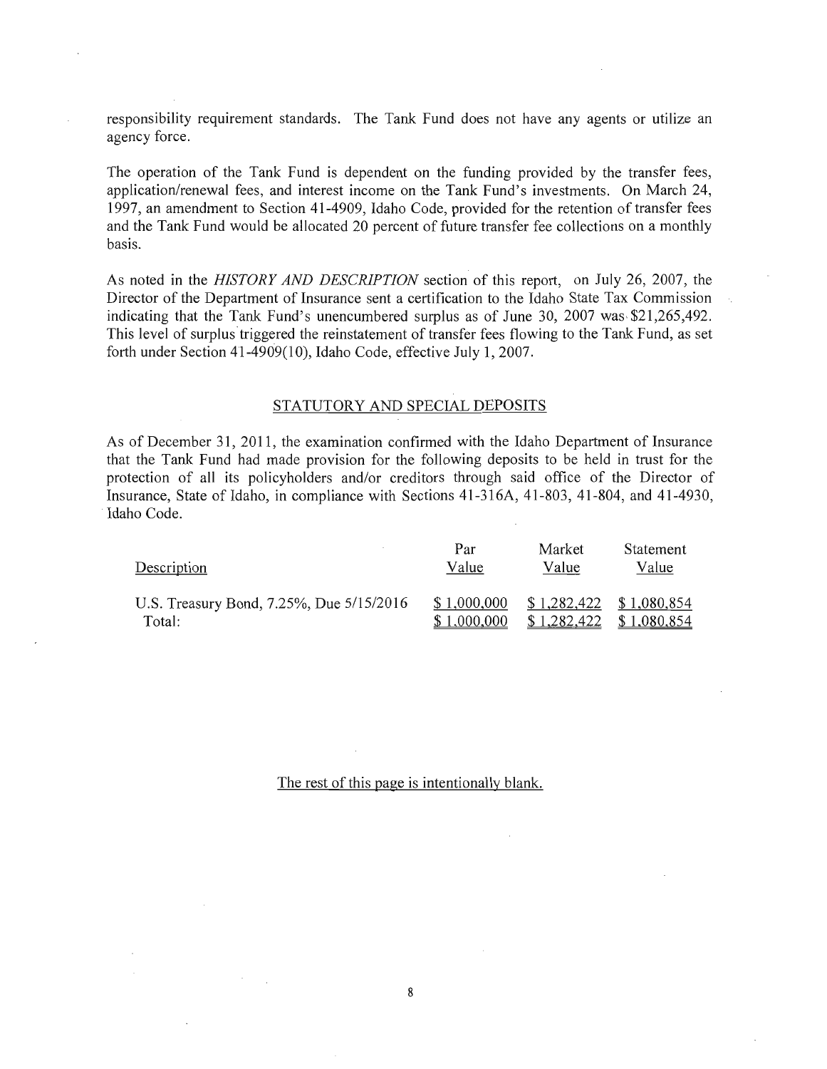responsibility requirement standards. The Tank Fund does not have any agents or utilize an agency force.

The operation of the Tank Fund is dependent on the funding provided by the transfer fees, application/renewal fees, and interest income on the Tank Fund's investments. On March 24, 1997, an amendment to Section 41-4909, Idaho Code, provided for the retention of transfer fees and the Tank Fund would be allocated 20 percent of future transfer fee collections on a monthly basis.

As noted in the *HISTORY AND DESCRIPTION* section of this report, on July 26, 2007, the Director of the Department of Insurance sent a certification to the Idaho State Tax Commission indicating that the Tank Fund's unencumbered surplus as of June 30, 2007 was $21,265,492. This level of surplus triggered the reinstatement of transfer fees flowing to the Tank Fund, as set forth under Section 41-4909(10), Idaho Code, effective July 1, 2007.

## STATUTORY AND SPECIAL DEPOSITS

As of December 31, 2011, the examination confirmed with the Idaho Department of Insurance that the Tank Fund had made provision for the following deposits to be held in trust for the protection of all its policyholders and/or creditors through said office of the Director of Insurance, State of Idaho, in compliance with Sections 41-316A, 41-803, 41-804, and 41-4930, Idaho Code.

| Description | Par Value | Market Value | Statement Value |
| --- | --- | --- | --- |
| U.S. Treasury Bond, 7.25%, Due 5/15/2016 | $ 1,000,000 | $ 1,282,422 | $ 1,080,854 |
| Total: | $ 1,000,000 | $ 1,282,422 | $ 1,080,854 |

The rest of this page is intentionally blank.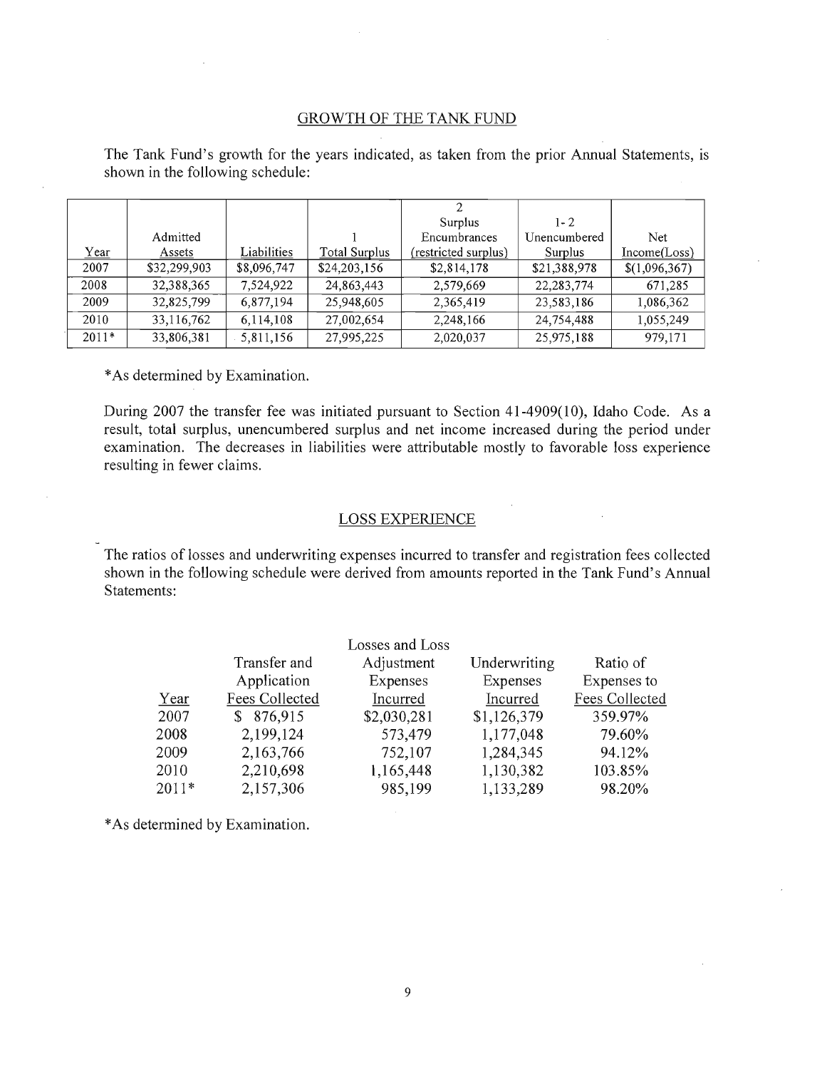## GROWTH OF THE TANK FUND

The Tank Fund's growth for the years indicated, as taken from the prior Annual Statements, is shown in the following schedule:

| Year | Admitted Assets | Liabilities | 1 Total Surplus | 2 Surplus Encumbrances (restricted surplus) | 1-2 Unencumbered Surplus | Net Income(Loss) |
|---|---|---|---|---|---|---|
| 2007 | $32,299,903 | $8,096,747 | $24,203,156 | $2,814,178 | $21,388,978 | $(1,096,367) |
| 2008 | 32,388,365 | 7,524,922 | 24,863,443 | 2,579,669 | 22,283,774 | 671,285 |
| 2009 | 32,825,799 | 6,877,194 | 25,948,605 | 2,365,419 | 23,583,186 | 1,086,362 |
| 2010 | 33,116,762 | 6,114,108 | 27,002,654 | 2,248,166 | 24,754,488 | 1,055,249 |
| 2011* | 33,806,381 | 5,811,156 | 27,995,225 | 2,020,037 | 25,975,188 | 979,171 |

*As determined by Examination.

During 2007 the transfer fee was initiated pursuant to Section 41-4909(10), Idaho Code. As a result, total surplus, unencumbered surplus and net income increased during the period under examination. The decreases in liabilities were attributable mostly to favorable loss experience resulting in fewer claims.

## LOSS EXPERIENCE

The ratios of losses and underwriting expenses incurred to transfer and registration fees collected shown in the following schedule were derived from amounts reported in the Tank Fund's Annual Statements:

| Year | Transfer and Application Fees Collected | Losses and Loss Adjustment Expenses Incurred | Underwriting Expenses Incurred | Ratio of Expenses to Fees Collected |
|---|---|---|---|---|
| 2007 | $ 876,915 | $2,030,281 | $1,126,379 | 359.97% |
| 2008 | 2,199,124 | 573,479 | 1,177,048 | 79.60% |
| 2009 | 2,163,766 | 752,107 | 1,284,345 | 94.12% |
| 2010 | 2,210,698 | 1,165,448 | 1,130,382 | 103.85% |
| 2011* | 2,157,306 | 985,199 | 1,133,289 | 98.20% |

*As determined by Examination.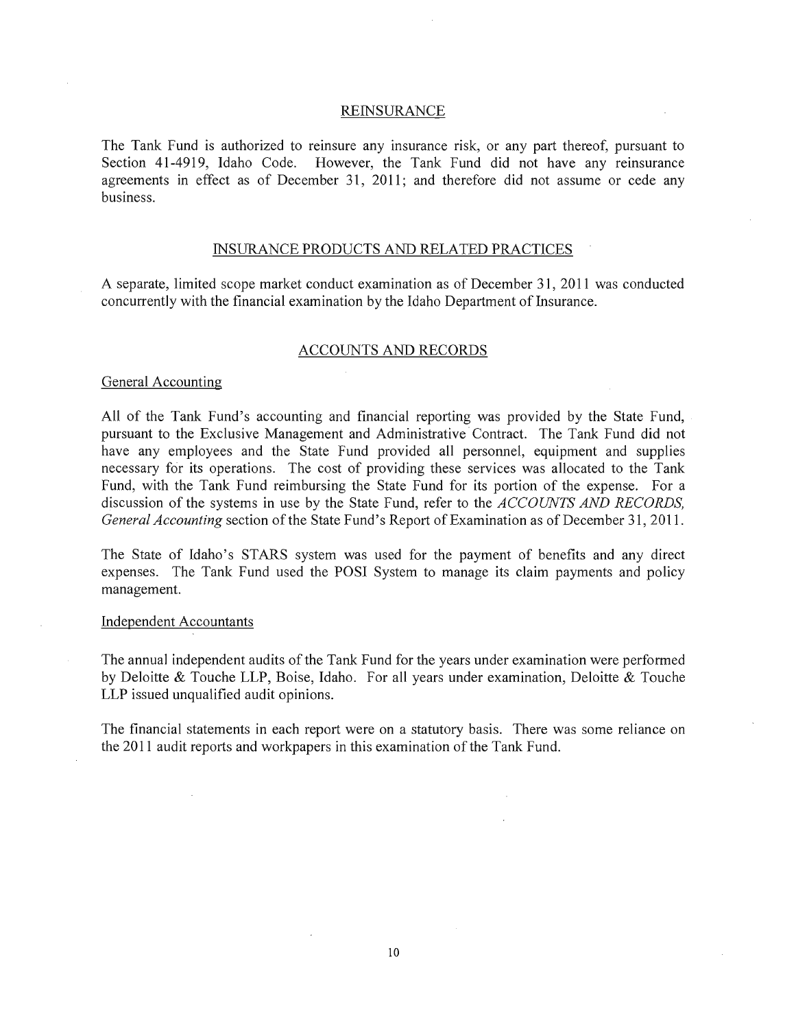## REINSURANCE

The Tank Fund is authorized to reinsure any insurance risk, or any part thereof, pursuant to Section 41-4919, Idaho Code. However, the Tank Fund did not have any reinsurance agreements in effect as of December 31, 2011; and therefore did not assume or cede any business.

## INSURANCE PRODUCTS AND RELATED PRACTICES

A separate, limited scope market conduct examination as of December 31, 2011 was conducted concurrently with the financial examination by the Idaho Department of Insurance.

## ACCOUNTS AND RECORDS

### General Accounting

All of the Tank Fund's accounting and financial reporting was provided by the State Fund, pursuant to the Exclusive Management and Administrative Contract. The Tank Fund did not have any employees and the State Fund provided all personnel, equipment and supplies necessary for its operations. The cost of providing these services was allocated to the Tank Fund, with the Tank Fund reimbursing the State Fund for its portion of the expense. For a discussion of the systems in use by the State Fund, refer to the *ACCOUNTS AND RECORDS, General Accounting* section of the State Fund's Report of Examination as of December 31, 2011.

The State of Idaho's STARS system was used for the payment of benefits and any direct expenses. The Tank Fund used the POSI System to manage its claim payments and policy management.

### Independent Accountants

The annual independent audits of the Tank Fund for the years under examination were performed by Deloitte & Touche LLP, Boise, Idaho. For all years under examination, Deloitte & Touche LLP issued unqualified audit opinions.

The financial statements in each report were on a statutory basis. There was some reliance on the 2011 audit reports and workpapers in this examination of the Tank Fund.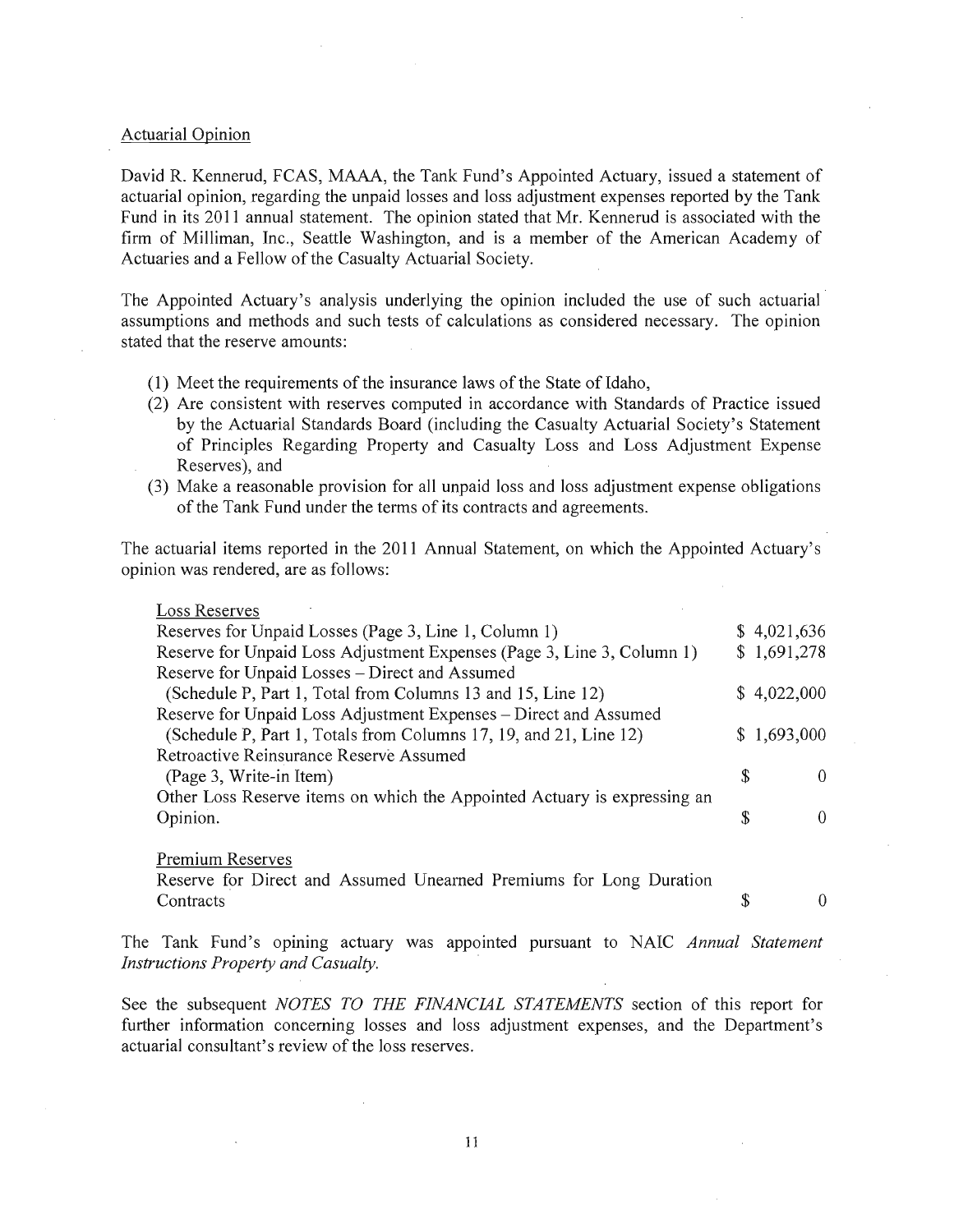Actuarial Opinion

David R. Kennerud, FCAS, MAAA, the Tank Fund's Appointed Actuary, issued a statement of actuarial opinion, regarding the unpaid losses and loss adjustment expenses reported by the Tank Fund in its 2011 annual statement. The opinion stated that Mr. Kennerud is associated with the firm of Milliman, Inc., Seattle Washington, and is a member of the American Academy of Actuaries and a Fellow of the Casualty Actuarial Society.

The Appointed Actuary's analysis underlying the opinion included the use of such actuarial assumptions and methods and such tests of calculations as considered necessary. The opinion stated that the reserve amounts:

(1) Meet the requirements of the insurance laws of the State of Idaho,
(2) Are consistent with reserves computed in accordance with Standards of Practice issued by the Actuarial Standards Board (including the Casualty Actuarial Society's Statement of Principles Regarding Property and Casualty Loss and Loss Adjustment Expense Reserves), and
(3) Make a reasonable provision for all unpaid loss and loss adjustment expense obligations of the Tank Fund under the terms of its contracts and agreements.

The actuarial items reported in the 2011 Annual Statement, on which the Appointed Actuary's opinion was rendered, are as follows:

| Loss Reserves | |
|---|---|
| Reserves for Unpaid Losses (Page 3, Line 1, Column 1) | $ 4,021,636 |
| Reserve for Unpaid Loss Adjustment Expenses (Page 3, Line 3, Column 1) | $ 1,691,278 |
| Reserve for Unpaid Losses – Direct and Assumed (Schedule P, Part 1, Total from Columns 13 and 15, Line 12) | $ 4,022,000 |
| Reserve for Unpaid Loss Adjustment Expenses – Direct and Assumed (Schedule P, Part 1, Totals from Columns 17, 19, and 21, Line 12) | $ 1,693,000 |
| Retroactive Reinsurance Reserve Assumed (Page 3, Write-in Item) | $ 0 |
| Other Loss Reserve items on which the Appointed Actuary is expressing an Opinion. | $ 0 |
| **Premium Reserves** | |
| Reserve for Direct and Assumed Unearned Premiums for Long Duration Contracts | $ 0 |

The Tank Fund's opining actuary was appointed pursuant to NAIC *Annual Statement Instructions Property and Casualty.*

See the subsequent *NOTES TO THE FINANCIAL STATEMENTS* section of this report for further information concerning losses and loss adjustment expenses, and the Department's actuarial consultant's review of the loss reserves.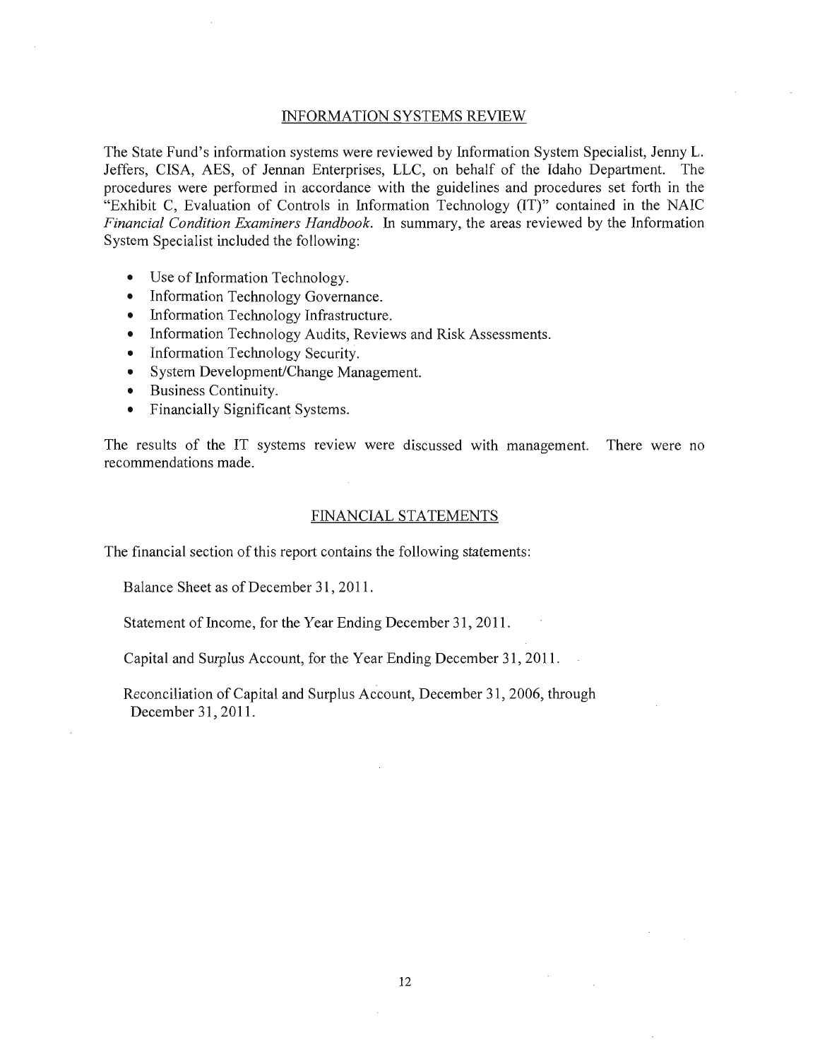## INFORMATION SYSTEMS REVIEW

The State Fund's information systems were reviewed by Information System Specialist, Jenny L. Jeffers, CISA, AES, of Jennan Enterprises, LLC, on behalf of the Idaho Department. The procedures were performed in accordance with the guidelines and procedures set forth in the "Exhibit C, Evaluation of Controls in Information Technology (IT)" contained in the NAIC *Financial Condition Examiners Handbook*. In summary, the areas reviewed by the Information System Specialist included the following:

- Use of Information Technology.
- Information Technology Governance.
- Information Technology Infrastructure.
- Information Technology Audits, Reviews and Risk Assessments.
- Information Technology Security.
- System Development/Change Management.
- Business Continuity.
- Financially Significant Systems.

The results of the IT systems review were discussed with management. There were no recommendations made.

## FINANCIAL STATEMENTS

The financial section of this report contains the following statements:

Balance Sheet as of December 31, 2011.

Statement of Income, for the Year Ending December 31, 2011.

Capital and Surplus Account, for the Year Ending December 31, 2011.

Reconciliation of Capital and Surplus Account, December 31, 2006, through December 31, 2011.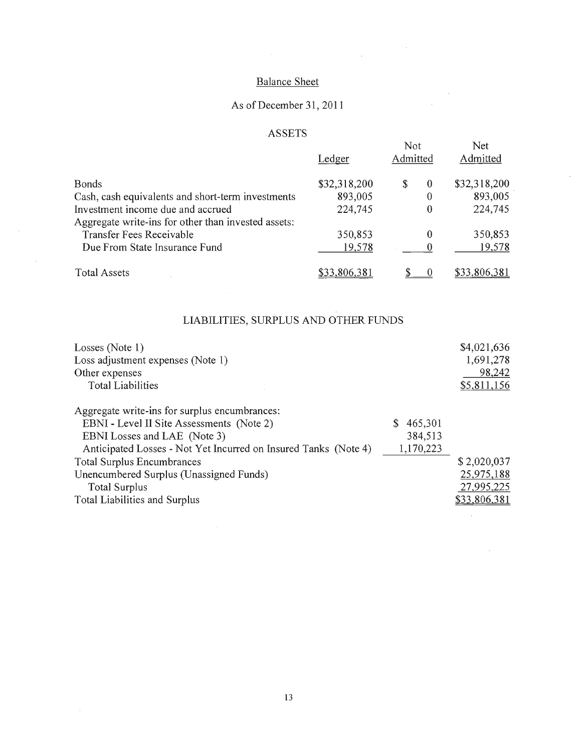# Balance Sheet

## As of December 31, 2011

### ASSETS

| | Ledger | Not Admitted | Net Admitted |
|---|---|---|---|
| Bonds | $32,318,200 | $ 0 | $32,318,200 |
| Cash, cash equivalents and short-term investments | 893,005 | 0 | 893,005 |
| Investment income due and accrued | 224,745 | 0 | 224,745 |
| Aggregate write-ins for other than invested assets: | | | |
| Transfer Fees Receivable | 350,853 | 0 | 350,853 |
| Due From State Insurance Fund | 19,578 | 0 | 19,578 |
| Total Assets | $33,806,381 | $ 0 | $33,806,381 |

### LIABILITIES, SURPLUS AND OTHER FUNDS

| | | |
|---|---|---|
| Losses (Note 1) | | $4,021,636 |
| Loss adjustment expenses (Note 1) | | 1,691,278 |
| Other expenses | | 98,242 |
| Total Liabilities | | $5,811,156 |
| Aggregate write-ins for surplus encumbrances: | | |
| EBNI - Level II Site Assessments (Note 2) | $ 465,301 | |
| EBNI Losses and LAE (Note 3) | 384,513 | |
| Anticipated Losses - Not Yet Incurred on Insured Tanks (Note 4) | 1,170,223 | |
| Total Surplus Encumbrances | | $ 2,020,037 |
| Unencumbered Surplus (Unassigned Funds) | | 25,975,188 |
| Total Surplus | | 27,995,225 |
| Total Liabilities and Surplus | | $33,806,381 |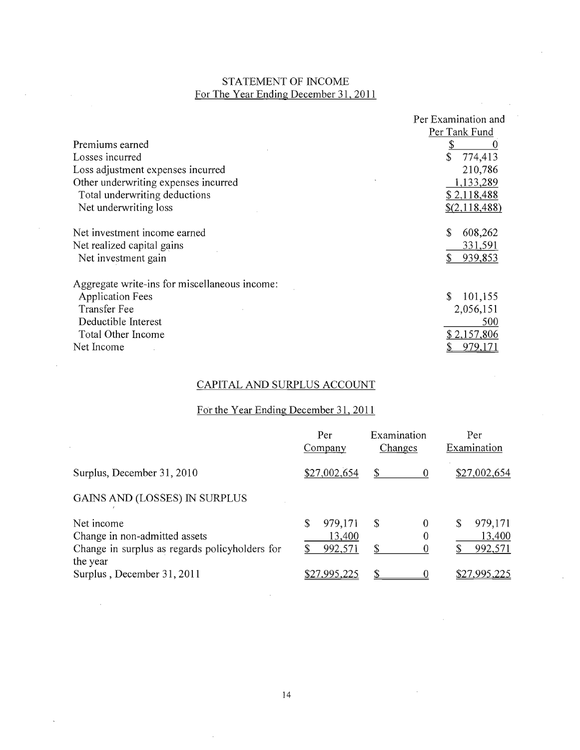## STATEMENT OF INCOME

For The Year Ending December 31, 2011

| | Per Examination and Per Tank Fund |
|---|---|
| Premiums earned | $ 0 |
| Losses incurred | $ 774,413 |
| Losses adjustment expenses incurred | 210,786 |
| Other underwriting expenses incurred | 1,133,289 |
| Total underwriting deductions | $ 2,118,488 |
| Net underwriting loss | $(2,118,488) |
| | |
| Net investment income earned | $ 608,262 |
| Net realized capital gains | 331,591 |
| Net investment gain | $ 939,853 |
| | |
| Aggregate write-ins for miscellaneous income: | |
| Application Fees | $ 101,155 |
| Transfer Fee | 2,056,151 |
| Deductible Interest | 500 |
| Total Other Income | $ 2,157,806 |
| Net Income | $ 979,171 |

## CAPITAL AND SURPLUS ACCOUNT

For the Year Ending December 31, 2011

| | Per Company | Examination Changes | Per Examination |
|---|---|---|---|
| Surplus, December 31, 2010 | $27,002,654 | $ 0 | $27,002,654 |
| GAINS AND (LOSSES) IN SURPLUS | | | |
| Net income | $ 979,171 | $ 0 | $ 979,171 |
| Change in non-admitted assets | 13,400 | 0 | 13,400 |
| Change in surplus as regards policyholders for the year | $ 992,571 | $ 0 | $ 992,571 |
| Surplus, December 31, 2011 | $27,995,225 | $ 0 | $27,995,225 |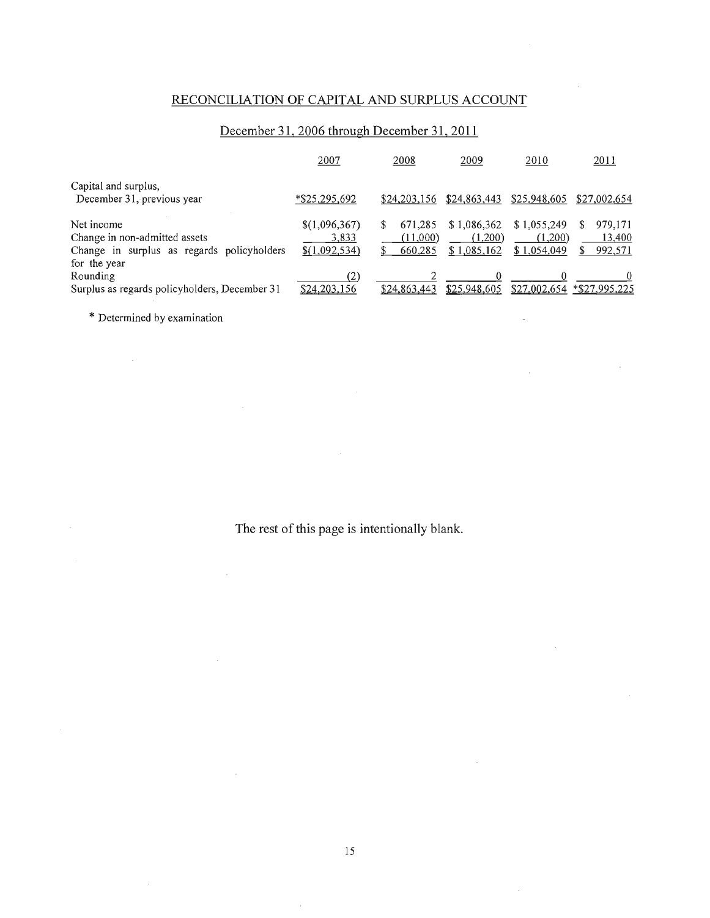## RECONCILIATION OF CAPITAL AND SURPLUS ACCOUNT

### December 31, 2006 through December 31, 2011

| | 2007 | 2008 | 2009 | 2010 | 2011 |
|---|---|---|---|---|---|
| Capital and surplus, December 31, previous year | *$25,295,692 | $24,203,156 | $24,863,443 | $25,948,605 | $27,002,654 |
| Net income | $(1,096,367) | $ 671,285 | $ 1,086,362 | $ 1,055,249 | $ 979,171 |
| Change in non-admitted assets | 3,833 | (11,000) | (1,200) | (1,200) | 13,400 |
| Change in surplus as regards policyholders for the year | $(1,092,534) | $ 660,285 | $ 1,085,162 | $ 1,054,049 | $ 992,571 |
| Rounding | (2) | 2 | 0 | 0 | 0 |
| Surplus as regards policyholders, December 31 | $24,203,156 | $24,863,443 | $25,948,605 | $27,002,654 | *$27,995,225 |

\* Determined by examination

The rest of this page is intentionally blank.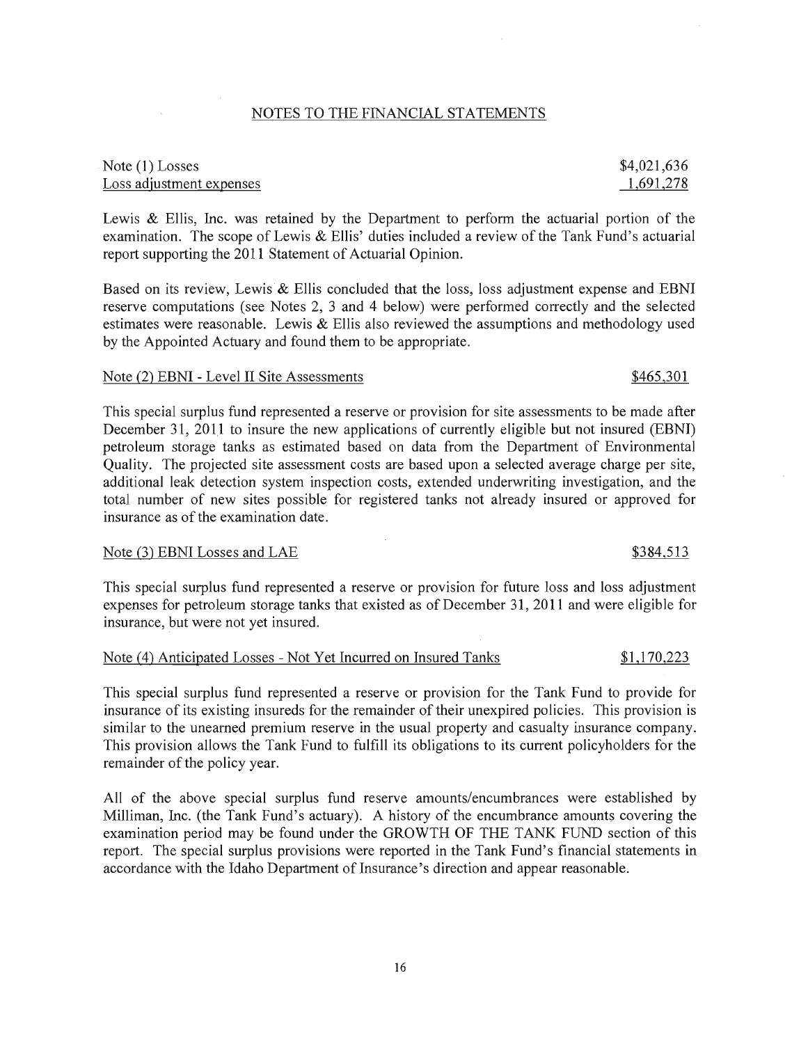## NOTES TO THE FINANCIAL STATEMENTS

| | |
|---|---|
| Note (1) Losses | $4,021,636 |
| Loss adjustment expenses | 1,691,278 |

Lewis & Ellis, Inc. was retained by the Department to perform the actuarial portion of the examination. The scope of Lewis & Ellis' duties included a review of the Tank Fund's actuarial report supporting the 2011 Statement of Actuarial Opinion.

Based on its review, Lewis & Ellis concluded that the loss, loss adjustment expense and EBNI reserve computations (see Notes 2, 3 and 4 below) were performed correctly and the selected estimates were reasonable. Lewis & Ellis also reviewed the assumptions and methodology used by the Appointed Actuary and found them to be appropriate.

Note (2) EBNI - Level II Site Assessments $465,301

This special surplus fund represented a reserve or provision for site assessments to be made after December 31, 2011 to insure the new applications of currently eligible but not insured (EBNI) petroleum storage tanks as estimated based on data from the Department of Environmental Quality. The projected site assessment costs are based upon a selected average charge per site, additional leak detection system inspection costs, extended underwriting investigation, and the total number of new sites possible for registered tanks not already insured or approved for insurance as of the examination date.

Note (3) EBNI Losses and LAE $384,513

This special surplus fund represented a reserve or provision for future loss and loss adjustment expenses for petroleum storage tanks that existed as of December 31, 2011 and were eligible for insurance, but were not yet insured.

Note (4) Anticipated Losses - Not Yet Incurred on Insured Tanks $1,170,223

This special surplus fund represented a reserve or provision for the Tank Fund to provide for insurance of its existing insureds for the remainder of their unexpired policies. This provision is similar to the unearned premium reserve in the usual property and casualty insurance company. This provision allows the Tank Fund to fulfill its obligations to its current policyholders for the remainder of the policy year.

All of the above special surplus fund reserve amounts/encumbrances were established by Milliman, Inc. (the Tank Fund's actuary). A history of the encumbrance amounts covering the examination period may be found under the GROWTH OF THE TANK FUND section of this report. The special surplus provisions were reported in the Tank Fund's financial statements in accordance with the Idaho Department of Insurance's direction and appear reasonable.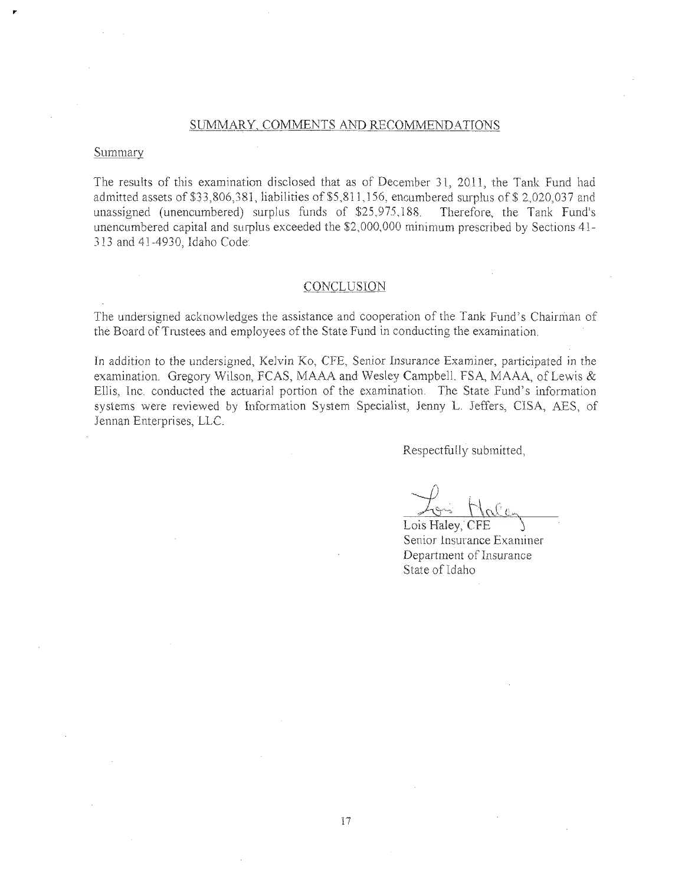## SUMMARY, COMMENTS AND RECOMMENDATIONS

### Summary

The results of this examination disclosed that as of December 31, 2011, the Tank Fund had admitted assets of $33,806,381, liabilities of $5,811,156, encumbered surplus of $ 2,020,037 and unassigned (unencumbered) surplus funds of $25,975,188. Therefore, the Tank Fund's unencumbered capital and surplus exceeded the $2,000,000 minimum prescribed by Sections 41-313 and 41-4930, Idaho Code.

## CONCLUSION

The undersigned acknowledges the assistance and cooperation of the Tank Fund's Chairman of the Board of Trustees and employees of the State Fund in conducting the examination.

In addition to the undersigned, Kelvin Ko, CFE, Senior Insurance Examiner, participated in the examination. Gregory Wilson, FCAS, MAAA and Wesley Campbell, FSA, MAAA, of Lewis & Ellis, Inc. conducted the actuarial portion of the examination. The State Fund's information systems were reviewed by Information System Specialist, Jenny L. Jeffers, CISA, AES, of Jennan Enterprises, LLC.

Respectfully submitted,

Lois Haley, CFE  
Senior Insurance Examiner  
Department of Insurance  
State of Idaho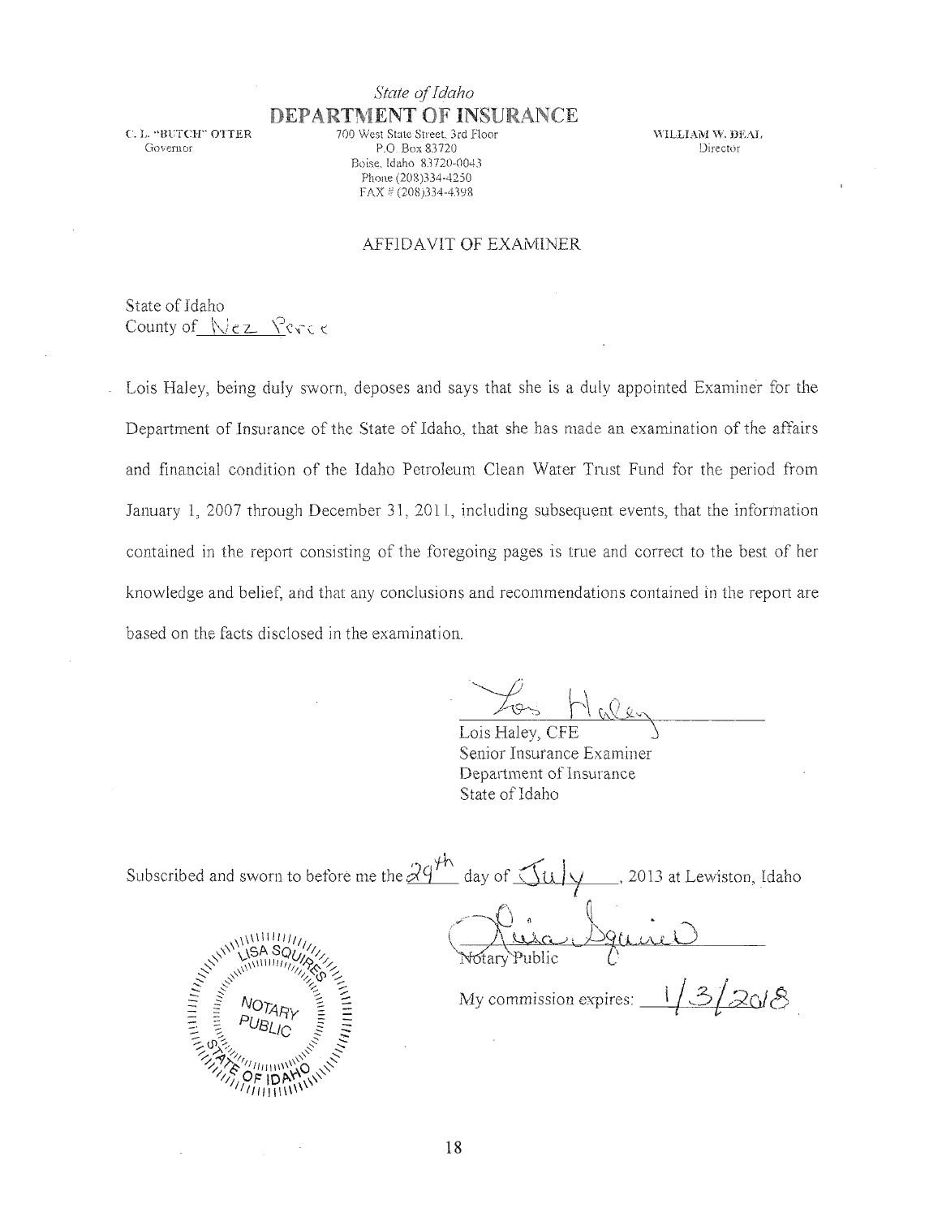*State of Idaho*

**DEPARTMENT OF INSURANCE**

C. L. "BUTCH" OTTER
Governor

700 West State Street, 3rd Floor
P.O. Box 83720
Boise, Idaho 83720-0043
Phone (208)334-4250
FAX # (208)334-4398

WILLIAM W. DEAL
Director

## AFFIDAVIT OF EXAMINER

State of Idaho
County of Nez Perce

Lois Haley, being duly sworn, deposes and says that she is a duly appointed Examiner for the Department of Insurance of the State of Idaho, that she has made an examination of the affairs and financial condition of the Idaho Petroleum Clean Water Trust Fund for the period from January 1, 2007 through December 31, 2011, including subsequent events, that the information contained in the report consisting of the foregoing pages is true and correct to the best of her knowledge and belief, and that any conclusions and recommendations contained in the report are based on the facts disclosed in the examination.

Lois Haley, CFE
Senior Insurance Examiner
Department of Insurance
State of Idaho

Subscribed and sworn to before me the 29th day of July, 2013 at Lewiston, Idaho

Notary Public

My commission expires: 1/3/2018

LISA SQUIRES
NOTARY PUBLIC
STATE OF IDAHO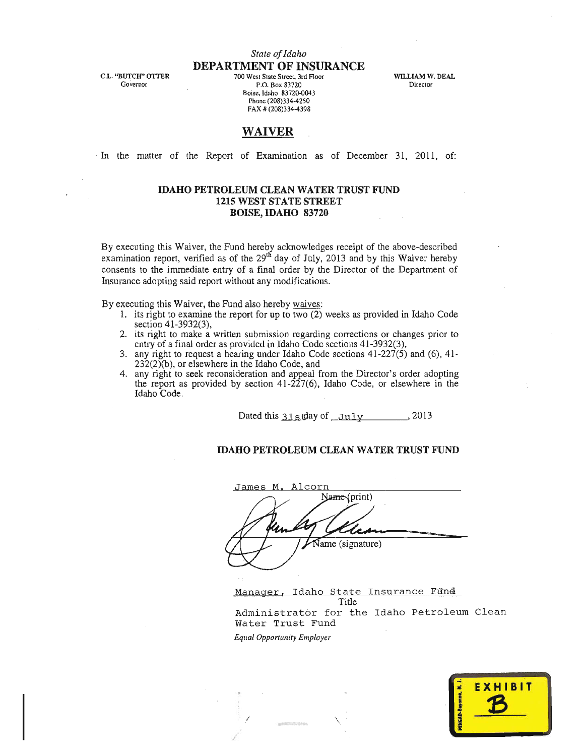*State of Idaho*

**DEPARTMENT OF INSURANCE**

C.L. "BUTCH" OTTER
Governor

700 West State Street, 3rd Floor
P.O. Box 83720
Boise, Idaho 83720-0043
Phone (208)334-4250
FAX # (208)334-4398

WILLIAM W. DEAL
Director

## WAIVER

In the matter of the Report of Examination as of December 31, 2011, of:

**IDAHO PETROLEUM CLEAN WATER TRUST FUND**
**1215 WEST STATE STREET**
**BOISE, IDAHO 83720**

By executing this Waiver, the Fund hereby acknowledges receipt of the above-described examination report, verified as of the 29th day of July, 2013 and by this Waiver hereby consents to the immediate entry of a final order by the Director of the Department of Insurance adopting said report without any modifications.

By executing this Waiver, the Fund also hereby waives:

1. its right to examine the report for up to two (2) weeks as provided in Idaho Code section 41-3932(3),
2. its right to make a written submission regarding corrections or changes prior to entry of a final order as provided in Idaho Code sections 41-3932(3),
3. any right to request a hearing under Idaho Code sections 41-227(5) and (6), 41-232(2)(b), or elsewhere in the Idaho Code, and
4. any right to seek reconsideration and appeal from the Director's order adopting the report as provided by section 41-227(6), Idaho Code, or elsewhere in the Idaho Code.

Dated this 31st day of July, 2013

**IDAHO PETROLEUM CLEAN WATER TRUST FUND**

James M. Alcorn
Name (print)

Name (signature)

Manager, Idaho State Insurance Fund
Title
Administrator for the Idaho Petroleum Clean Water Trust Fund

*Equal Opportunity Employer*

EXHIBIT B